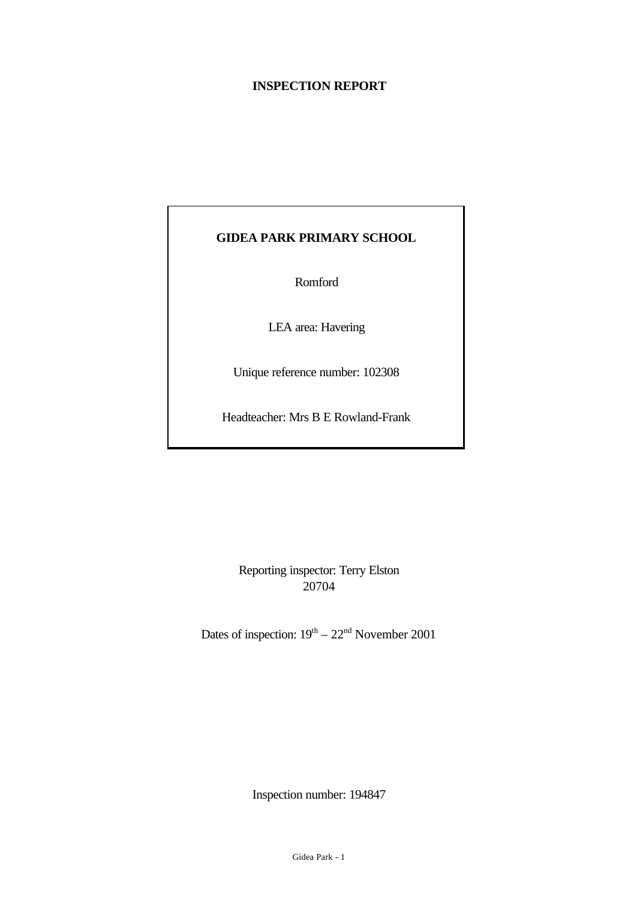# INSPECTION REPORT

**GIDEA PARK PRIMARY SCHOOL**

Romford

LEA area: Havering

Unique reference number: 102308

Headteacher: Mrs B E Rowland-Frank

Reporting inspector: Terry Elston
20704

Dates of inspection: 19th – 22nd November 2001

Inspection number: 194847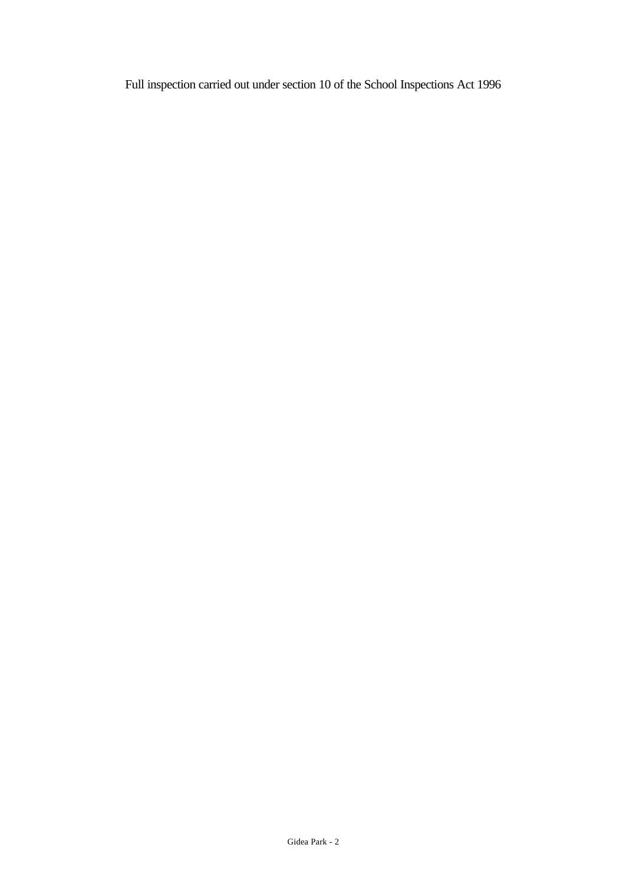Full inspection carried out under section 10 of the School Inspections Act 1996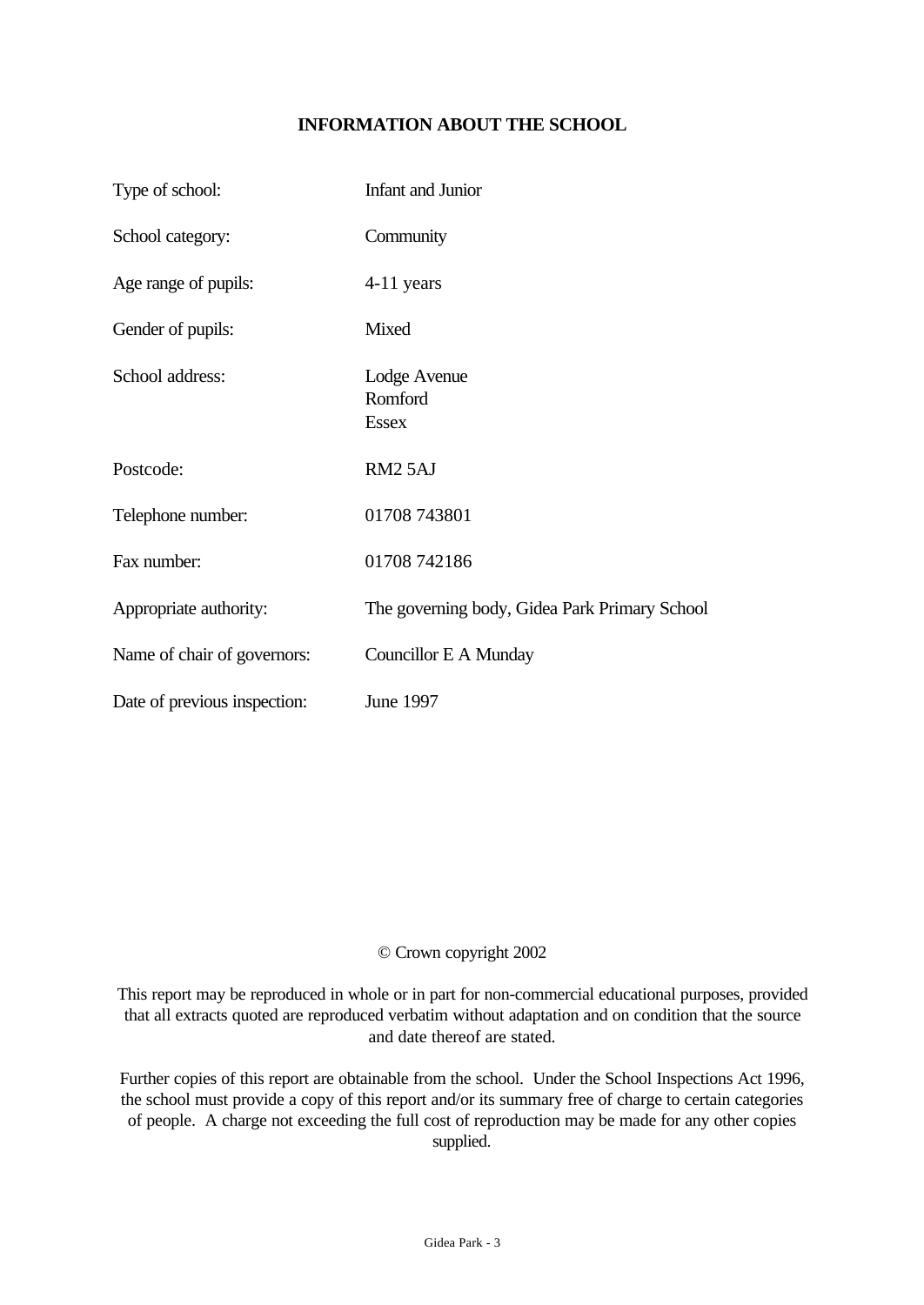## INFORMATION ABOUT THE SCHOOL

| | |
|---|---|
| Type of school: | Infant and Junior |
| School category: | Community |
| Age range of pupils: | 4-11 years |
| Gender of pupils: | Mixed |
| School address: | Lodge Avenue<br>Romford<br>Essex |
| Postcode: | RM2 5AJ |
| Telephone number: | 01708 743801 |
| Fax number: | 01708 742186 |
| Appropriate authority: | The governing body, Gidea Park Primary School |
| Name of chair of governors: | Councillor E A Munday |
| Date of previous inspection: | June 1997 |

© Crown copyright 2002

This report may be reproduced in whole or in part for non-commercial educational purposes, provided that all extracts quoted are reproduced verbatim without adaptation and on condition that the source and date thereof are stated.

Further copies of this report are obtainable from the school. Under the School Inspections Act 1996, the school must provide a copy of this report and/or its summary free of charge to certain categories of people. A charge not exceeding the full cost of reproduction may be made for any other copies supplied.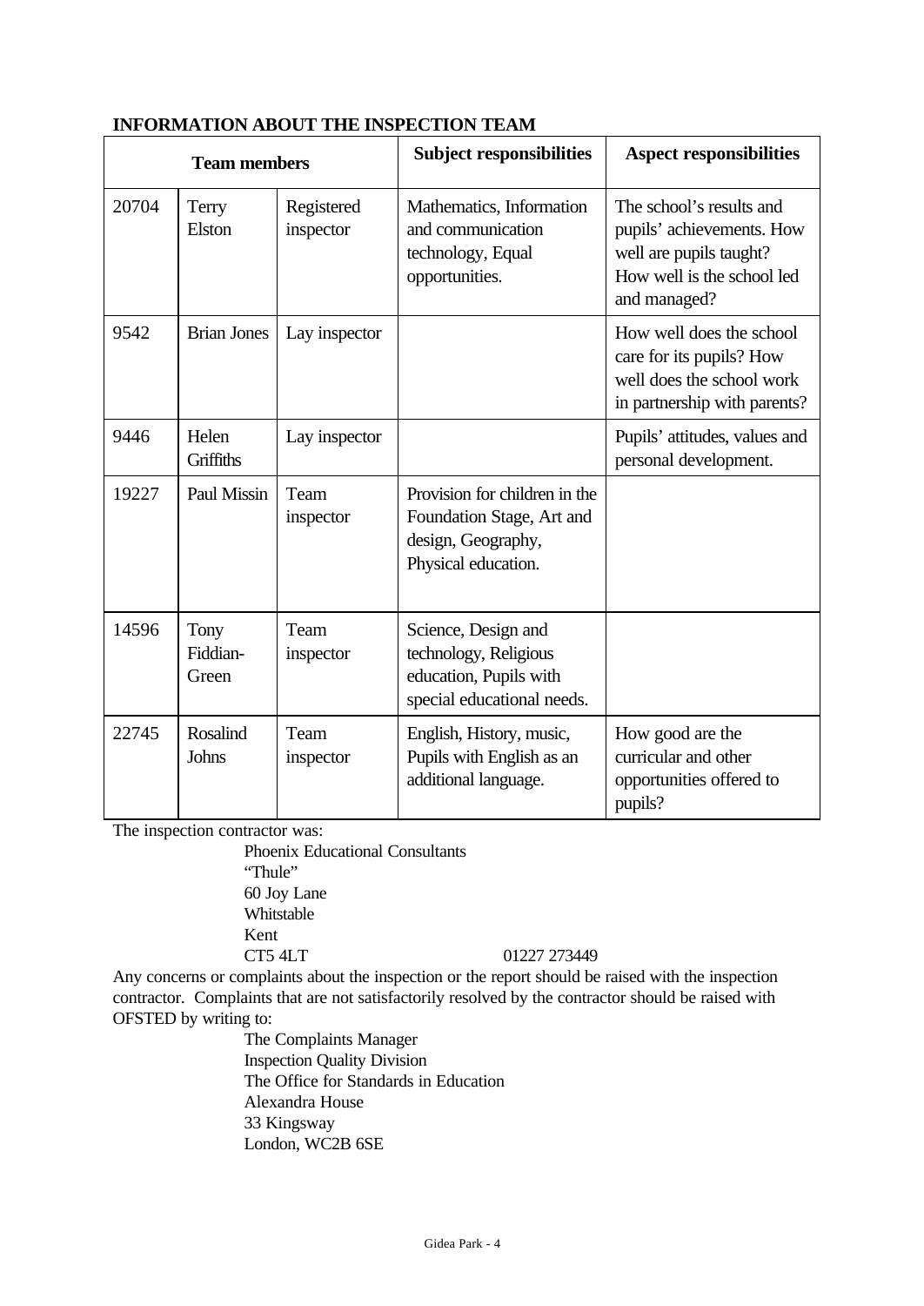## INFORMATION ABOUT THE INSPECTION TEAM

| Team members | | | Subject responsibilities | Aspect responsibilities |
|---|---|---|---|---|
| 20704 | Terry Elston | Registered inspector | Mathematics, Information and communication technology, Equal opportunities. | The school's results and pupils' achievements. How well are pupils taught? How well is the school led and managed? |
| 9542 | Brian Jones | Lay inspector | | How well does the school care for its pupils? How well does the school work in partnership with parents? |
| 9446 | Helen Griffiths | Lay inspector | | Pupils' attitudes, values and personal development. |
| 19227 | Paul Missin | Team inspector | Provision for children in the Foundation Stage, Art and design, Geography, Physical education. | |
| 14596 | Tony Fiddian-Green | Team inspector | Science, Design and technology, Religious education, Pupils with special educational needs. | |
| 22745 | Rosalind Johns | Team inspector | English, History, music, Pupils with English as an additional language. | How good are the curricular and other opportunities offered to pupils? |

The inspection contractor was:

Phoenix Educational Consultants
"Thule"
60 Joy Lane
Whitstable
Kent
CT5 4LT 01227 273449

Any concerns or complaints about the inspection or the report should be raised with the inspection contractor. Complaints that are not satisfactorily resolved by the contractor should be raised with OFSTED by writing to:

The Complaints Manager
Inspection Quality Division
The Office for Standards in Education
Alexandra House
33 Kingsway
London, WC2B 6SE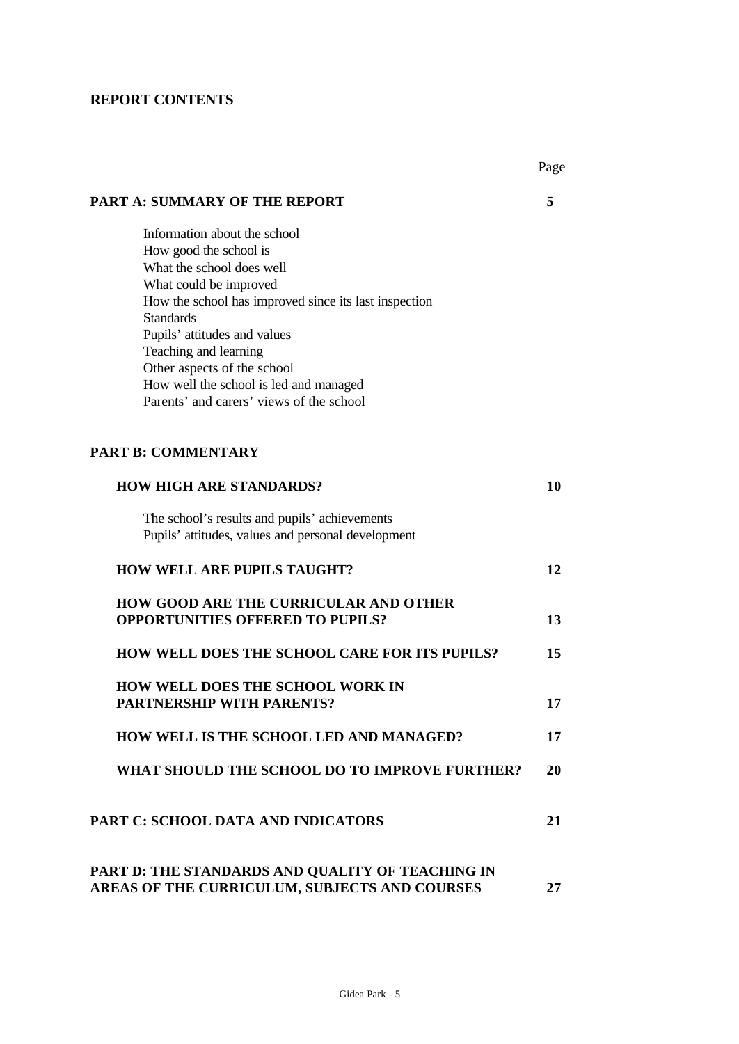**REPORT CONTENTS**

| | Page |
|---|---|
| **PART A: SUMMARY OF THE REPORT** | **5** |
| Information about the school<br>How good the school is<br>What the school does well<br>What could be improved<br>How the school has improved since its last inspection<br>Standards<br>Pupils' attitudes and values<br>Teaching and learning<br>Other aspects of the school<br>How well the school is led and managed<br>Parents' and carers' views of the school | |
| **PART B: COMMENTARY** | |
| **HOW HIGH ARE STANDARDS?** | **10** |
| The school's results and pupils' achievements<br>Pupils' attitudes, values and personal development | |
| **HOW WELL ARE PUPILS TAUGHT?** | **12** |
| **HOW GOOD ARE THE CURRICULAR AND OTHER OPPORTUNITIES OFFERED TO PUPILS?** | **13** |
| **HOW WELL DOES THE SCHOOL CARE FOR ITS PUPILS?** | **15** |
| **HOW WELL DOES THE SCHOOL WORK IN PARTNERSHIP WITH PARENTS?** | **17** |
| **HOW WELL IS THE SCHOOL LED AND MANAGED?** | **17** |
| **WHAT SHOULD THE SCHOOL DO TO IMPROVE FURTHER?** | **20** |
| **PART C: SCHOOL DATA AND INDICATORS** | **21** |
| **PART D: THE STANDARDS AND QUALITY OF TEACHING IN AREAS OF THE CURRICULUM, SUBJECTS AND COURSES** | **27** |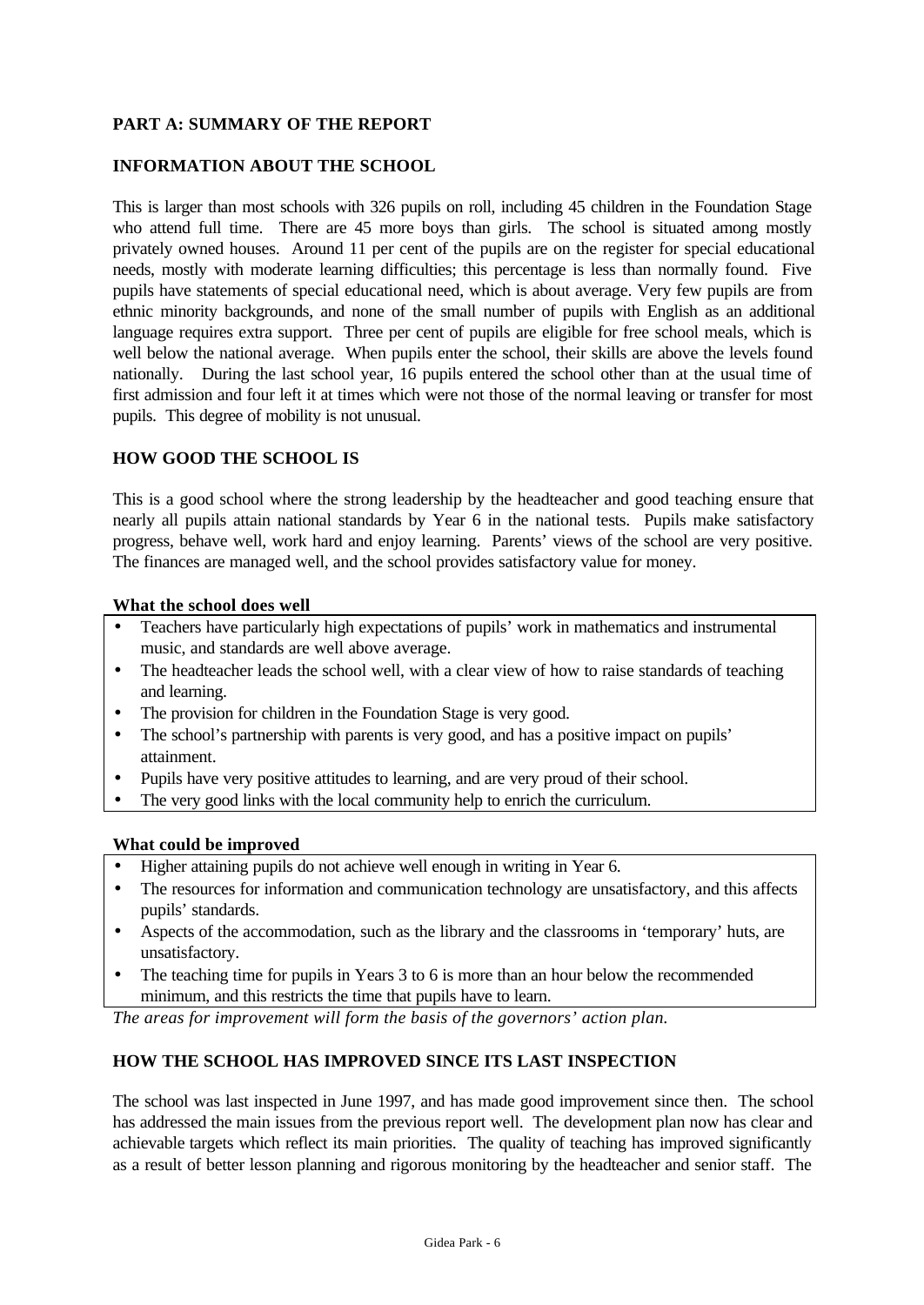## PART A: SUMMARY OF THE REPORT

### INFORMATION ABOUT THE SCHOOL

This is larger than most schools with 326 pupils on roll, including 45 children in the Foundation Stage who attend full time. There are 45 more boys than girls. The school is situated among mostly privately owned houses. Around 11 per cent of the pupils are on the register for special educational needs, mostly with moderate learning difficulties; this percentage is less than normally found. Five pupils have statements of special educational need, which is about average. Very few pupils are from ethnic minority backgrounds, and none of the small number of pupils with English as an additional language requires extra support. Three per cent of pupils are eligible for free school meals, which is well below the national average. When pupils enter the school, their skills are above the levels found nationally. During the last school year, 16 pupils entered the school other than at the usual time of first admission and four left it at times which were not those of the normal leaving or transfer for most pupils. This degree of mobility is not unusual.

### HOW GOOD THE SCHOOL IS

This is a good school where the strong leadership by the headteacher and good teaching ensure that nearly all pupils attain national standards by Year 6 in the national tests. Pupils make satisfactory progress, behave well, work hard and enjoy learning. Parents' views of the school are very positive. The finances are managed well, and the school provides satisfactory value for money.

**What the school does well**

- Teachers have particularly high expectations of pupils' work in mathematics and instrumental music, and standards are well above average.
- The headteacher leads the school well, with a clear view of how to raise standards of teaching and learning.
- The provision for children in the Foundation Stage is very good.
- The school's partnership with parents is very good, and has a positive impact on pupils' attainment.
- Pupils have very positive attitudes to learning, and are very proud of their school.
- The very good links with the local community help to enrich the curriculum.

**What could be improved**

- Higher attaining pupils do not achieve well enough in writing in Year 6.
- The resources for information and communication technology are unsatisfactory, and this affects pupils' standards.
- Aspects of the accommodation, such as the library and the classrooms in 'temporary' huts, are unsatisfactory.
- The teaching time for pupils in Years 3 to 6 is more than an hour below the recommended minimum, and this restricts the time that pupils have to learn.

*The areas for improvement will form the basis of the governors' action plan.*

### HOW THE SCHOOL HAS IMPROVED SINCE ITS LAST INSPECTION

The school was last inspected in June 1997, and has made good improvement since then. The school has addressed the main issues from the previous report well. The development plan now has clear and achievable targets which reflect its main priorities. The quality of teaching has improved significantly as a result of better lesson planning and rigorous monitoring by the headteacher and senior staff. The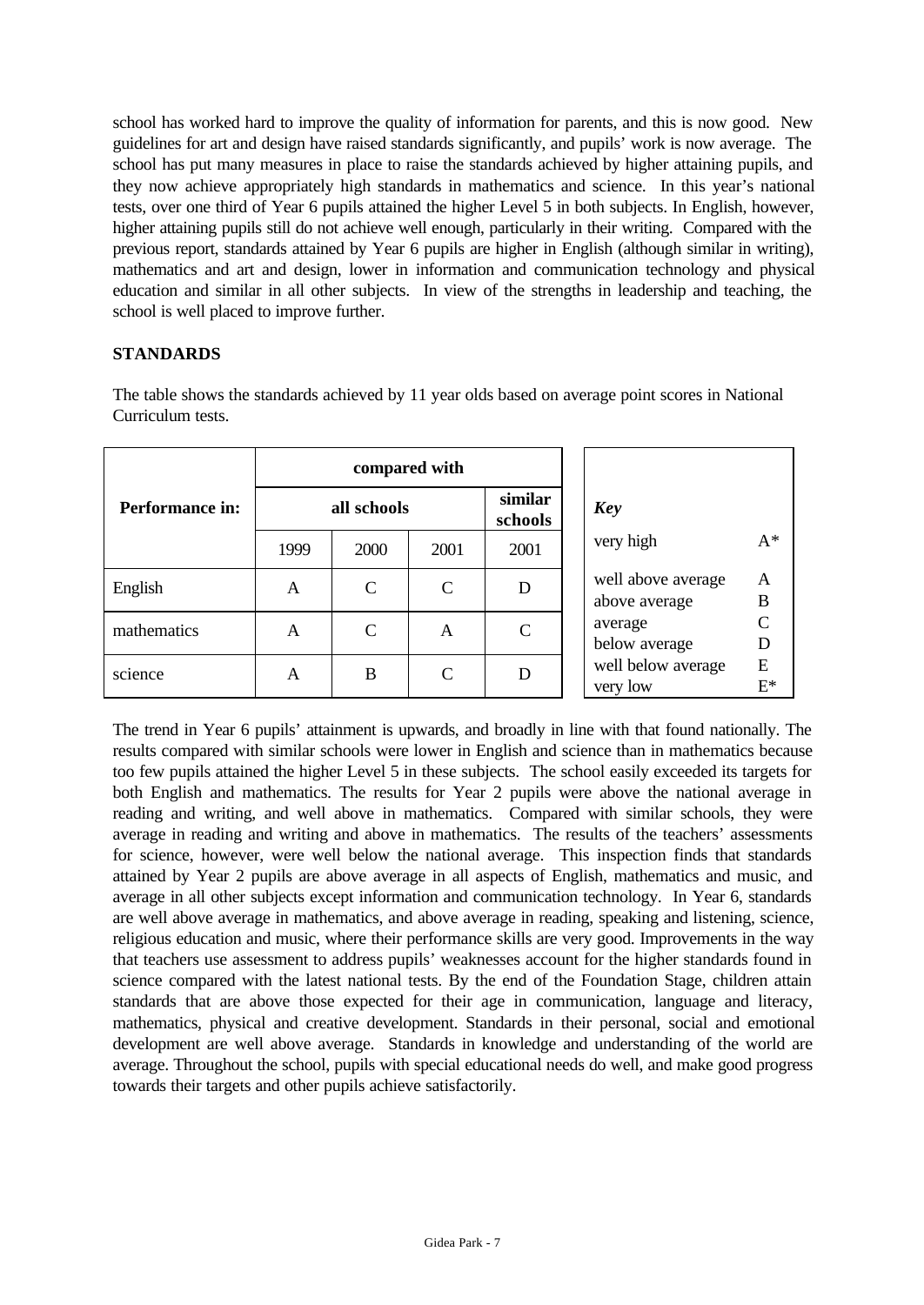school has worked hard to improve the quality of information for parents, and this is now good. New guidelines for art and design have raised standards significantly, and pupils' work is now average. The school has put many measures in place to raise the standards achieved by higher attaining pupils, and they now achieve appropriately high standards in mathematics and science. In this year's national tests, over one third of Year 6 pupils attained the higher Level 5 in both subjects. In English, however, higher attaining pupils still do not achieve well enough, particularly in their writing. Compared with the previous report, standards attained by Year 6 pupils are higher in English (although similar in writing), mathematics and art and design, lower in information and communication technology and physical education and similar in all other subjects. In view of the strengths in leadership and teaching, the school is well placed to improve further.

## STANDARDS

The table shows the standards achieved by 11 year olds based on average point scores in National Curriculum tests.

| Performance in: | compared with | | | |
|---|---|---|---|---|
| | all schools | | | similar schools |
| | 1999 | 2000 | 2001 | 2001 |
| English | A | C | C | D |
| mathematics | A | C | A | C |
| science | A | B | C | D |

| *Key* | |
|---|---|
| very high | A* |
| well above average | A |
| above average | B |
| average | C |
| below average | D |
| well below average | E |
| very low | E* |

The trend in Year 6 pupils' attainment is upwards, and broadly in line with that found nationally. The results compared with similar schools were lower in English and science than in mathematics because too few pupils attained the higher Level 5 in these subjects. The school easily exceeded its targets for both English and mathematics. The results for Year 2 pupils were above the national average in reading and writing, and well above in mathematics. Compared with similar schools, they were average in reading and writing and above in mathematics. The results of the teachers' assessments for science, however, were well below the national average. This inspection finds that standards attained by Year 2 pupils are above average in all aspects of English, mathematics and music, and average in all other subjects except information and communication technology. In Year 6, standards are well above average in mathematics, and above average in reading, speaking and listening, science, religious education and music, where their performance skills are very good. Improvements in the way that teachers use assessment to address pupils' weaknesses account for the higher standards found in science compared with the latest national tests. By the end of the Foundation Stage, children attain standards that are above those expected for their age in communication, language and literacy, mathematics, physical and creative development. Standards in their personal, social and emotional development are well above average. Standards in knowledge and understanding of the world are average. Throughout the school, pupils with special educational needs do well, and make good progress towards their targets and other pupils achieve satisfactorily.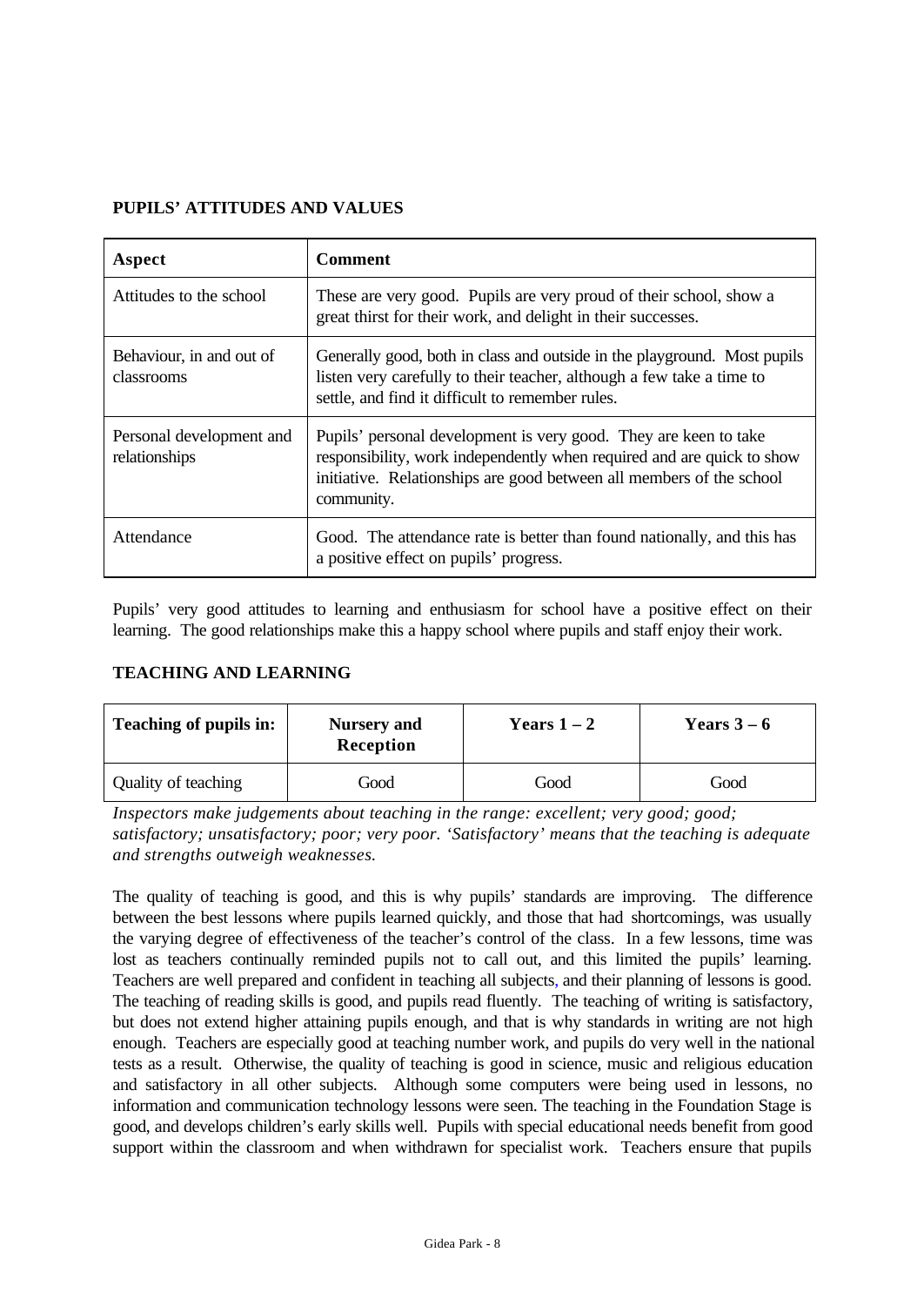## PUPILS' ATTITUDES AND VALUES

| Aspect | Comment |
|---|---|
| Attitudes to the school | These are very good. Pupils are very proud of their school, show a great thirst for their work, and delight in their successes. |
| Behaviour, in and out of classrooms | Generally good, both in class and outside in the playground. Most pupils listen very carefully to their teacher, although a few take a time to settle, and find it difficult to remember rules. |
| Personal development and relationships | Pupils' personal development is very good. They are keen to take responsibility, work independently when required and are quick to show initiative. Relationships are good between all members of the school community. |
| Attendance | Good. The attendance rate is better than found nationally, and this has a positive effect on pupils' progress. |

Pupils' very good attitudes to learning and enthusiasm for school have a positive effect on their learning. The good relationships make this a happy school where pupils and staff enjoy their work.

## TEACHING AND LEARNING

| Teaching of pupils in: | Nursery and Reception | Years 1 – 2 | Years 3 – 6 |
|---|---|---|---|
| Quality of teaching | Good | Good | Good |

*Inspectors make judgements about teaching in the range: excellent; very good; good; satisfactory; unsatisfactory; poor; very poor. 'Satisfactory' means that the teaching is adequate and strengths outweigh weaknesses.*

The quality of teaching is good, and this is why pupils' standards are improving. The difference between the best lessons where pupils learned quickly, and those that had shortcomings, was usually the varying degree of effectiveness of the teacher's control of the class. In a few lessons, time was lost as teachers continually reminded pupils not to call out, and this limited the pupils' learning. Teachers are well prepared and confident in teaching all subjects, and their planning of lessons is good. The teaching of reading skills is good, and pupils read fluently. The teaching of writing is satisfactory, but does not extend higher attaining pupils enough, and that is why standards in writing are not high enough. Teachers are especially good at teaching number work, and pupils do very well in the national tests as a result. Otherwise, the quality of teaching is good in science, music and religious education and satisfactory in all other subjects. Although some computers were being used in lessons, no information and communication technology lessons were seen. The teaching in the Foundation Stage is good, and develops children's early skills well. Pupils with special educational needs benefit from good support within the classroom and when withdrawn for specialist work. Teachers ensure that pupils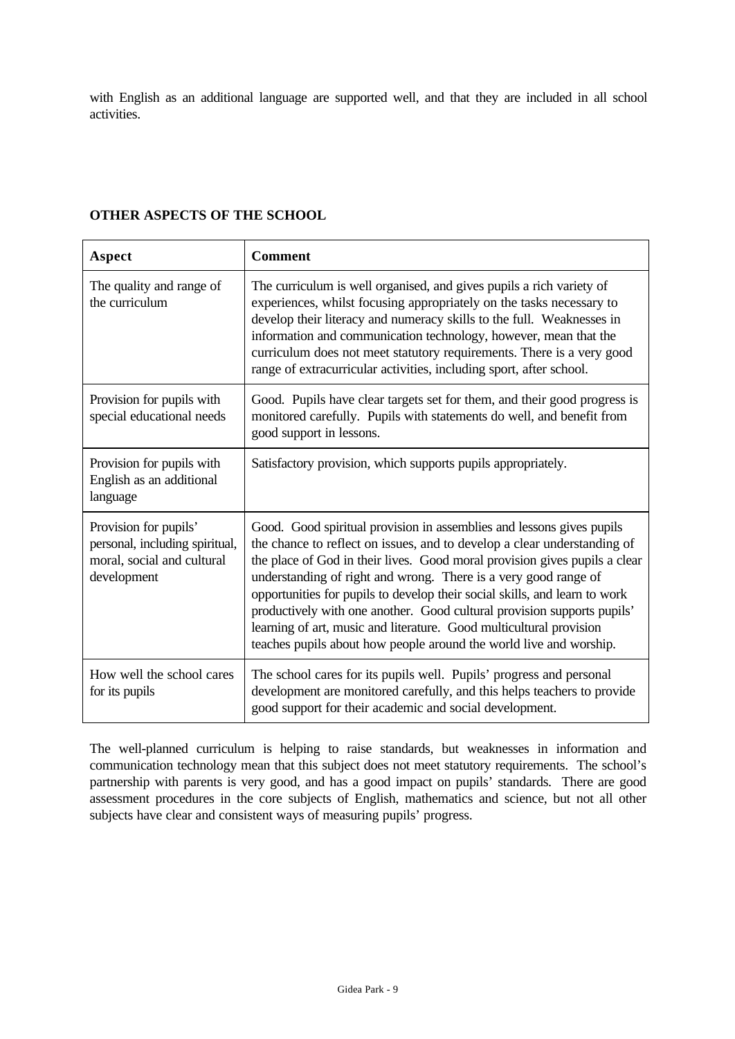with English as an additional language are supported well, and that they are included in all school activities.

**OTHER ASPECTS OF THE SCHOOL**

| Aspect | Comment |
|---|---|
| The quality and range of the curriculum | The curriculum is well organised, and gives pupils a rich variety of experiences, whilst focusing appropriately on the tasks necessary to develop their literacy and numeracy skills to the full. Weaknesses in information and communication technology, however, mean that the curriculum does not meet statutory requirements. There is a very good range of extracurricular activities, including sport, after school. |
| Provision for pupils with special educational needs | Good. Pupils have clear targets set for them, and their good progress is monitored carefully. Pupils with statements do well, and benefit from good support in lessons. |
| Provision for pupils with English as an additional language | Satisfactory provision, which supports pupils appropriately. |
| Provision for pupils' personal, including spiritual, moral, social and cultural development | Good. Good spiritual provision in assemblies and lessons gives pupils the chance to reflect on issues, and to develop a clear understanding of the place of God in their lives. Good moral provision gives pupils a clear understanding of right and wrong. There is a very good range of opportunities for pupils to develop their social skills, and learn to work productively with one another. Good cultural provision supports pupils' learning of art, music and literature. Good multicultural provision teaches pupils about how people around the world live and worship. |
| How well the school cares for its pupils | The school cares for its pupils well. Pupils' progress and personal development are monitored carefully, and this helps teachers to provide good support for their academic and social development. |

The well-planned curriculum is helping to raise standards, but weaknesses in information and communication technology mean that this subject does not meet statutory requirements. The school's partnership with parents is very good, and has a good impact on pupils' standards. There are good assessment procedures in the core subjects of English, mathematics and science, but not all other subjects have clear and consistent ways of measuring pupils' progress.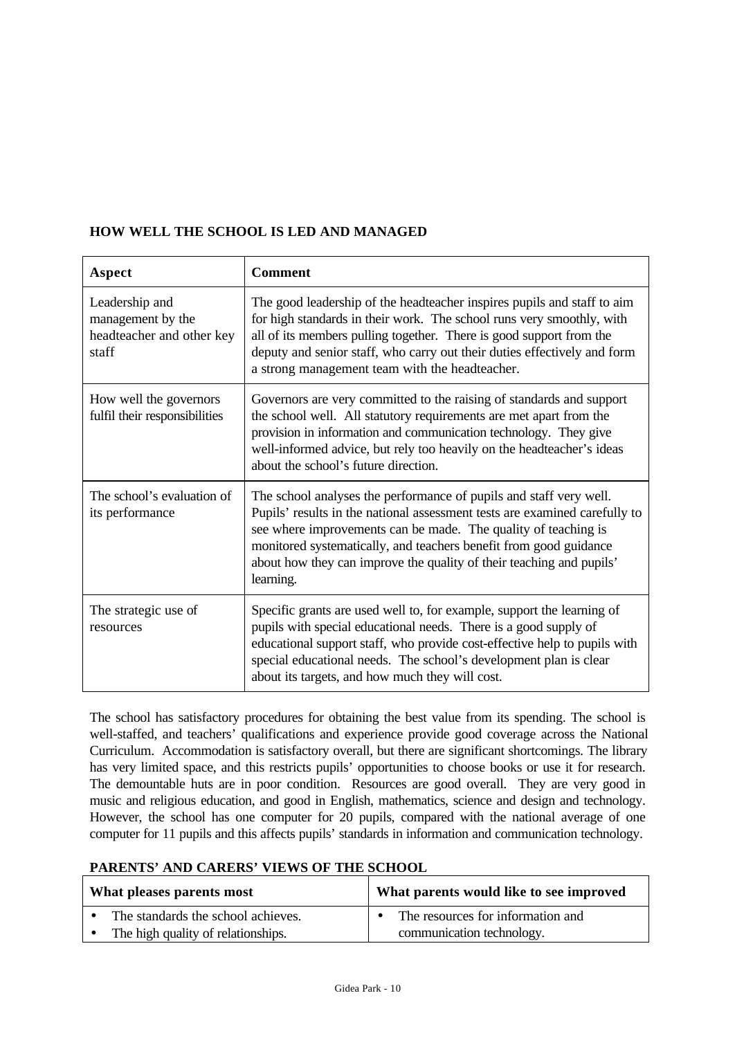## HOW WELL THE SCHOOL IS LED AND MANAGED

| Aspect | Comment |
|---|---|
| Leadership and management by the headteacher and other key staff | The good leadership of the headteacher inspires pupils and staff to aim for high standards in their work. The school runs very smoothly, with all of its members pulling together. There is good support from the deputy and senior staff, who carry out their duties effectively and form a strong management team with the headteacher. |
| How well the governors fulfil their responsibilities | Governors are very committed to the raising of standards and support the school well. All statutory requirements are met apart from the provision in information and communication technology. They give well-informed advice, but rely too heavily on the headteacher's ideas about the school's future direction. |
| The school's evaluation of its performance | The school analyses the performance of pupils and staff very well. Pupils' results in the national assessment tests are examined carefully to see where improvements can be made. The quality of teaching is monitored systematically, and teachers benefit from good guidance about how they can improve the quality of their teaching and pupils' learning. |
| The strategic use of resources | Specific grants are used well to, for example, support the learning of pupils with special educational needs. There is a good supply of educational support staff, who provide cost-effective help to pupils with special educational needs. The school's development plan is clear about its targets, and how much they will cost. |

The school has satisfactory procedures for obtaining the best value from its spending. The school is well-staffed, and teachers' qualifications and experience provide good coverage across the National Curriculum. Accommodation is satisfactory overall, but there are significant shortcomings. The library has very limited space, and this restricts pupils' opportunities to choose books or use it for research. The demountable huts are in poor condition. Resources are good overall. They are very good in music and religious education, and good in English, mathematics, science and design and technology. However, the school has one computer for 20 pupils, compared with the national average of one computer for 11 pupils and this affects pupils' standards in information and communication technology.

## PARENTS' AND CARERS' VIEWS OF THE SCHOOL

| What pleases parents most | What parents would like to see improved |
|---|---|
| • The standards the school achieves.<br>• The high quality of relationships. | • The resources for information and communication technology. |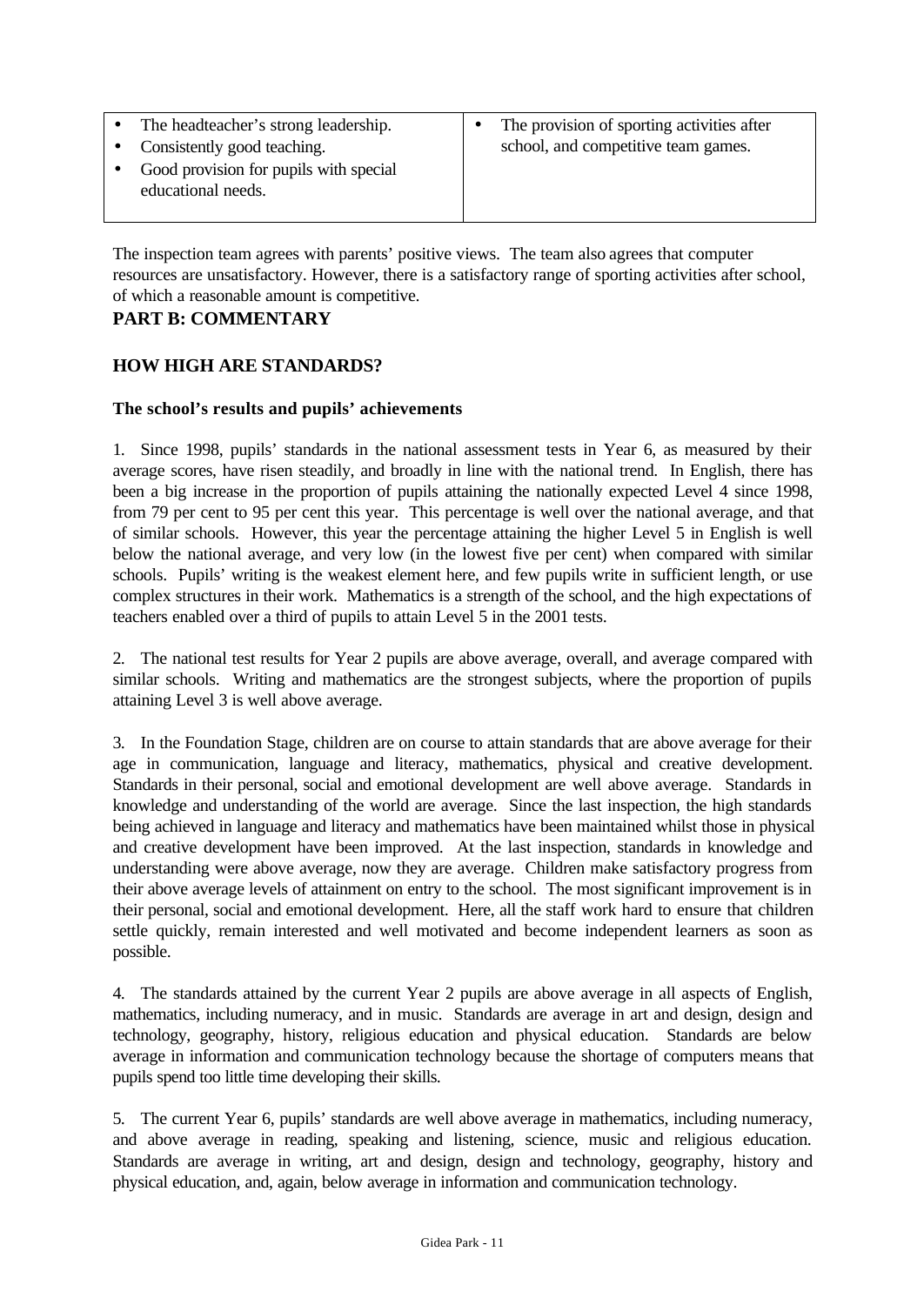| | |
|---|---|
| • The headteacher's strong leadership.<br>• Consistently good teaching.<br>• Good provision for pupils with special educational needs. | • The provision of sporting activities after school, and competitive team games. |

The inspection team agrees with parents' positive views. The team also agrees that computer resources are unsatisfactory. However, there is a satisfactory range of sporting activities after school, of which a reasonable amount is competitive.

## PART B: COMMENTARY

## HOW HIGH ARE STANDARDS?

### The school's results and pupils' achievements

1. Since 1998, pupils' standards in the national assessment tests in Year 6, as measured by their average scores, have risen steadily, and broadly in line with the national trend. In English, there has been a big increase in the proportion of pupils attaining the nationally expected Level 4 since 1998, from 79 per cent to 95 per cent this year. This percentage is well over the national average, and that of similar schools. However, this year the percentage attaining the higher Level 5 in English is well below the national average, and very low (in the lowest five per cent) when compared with similar schools. Pupils' writing is the weakest element here, and few pupils write in sufficient length, or use complex structures in their work. Mathematics is a strength of the school, and the high expectations of teachers enabled over a third of pupils to attain Level 5 in the 2001 tests.

2. The national test results for Year 2 pupils are above average, overall, and average compared with similar schools. Writing and mathematics are the strongest subjects, where the proportion of pupils attaining Level 3 is well above average.

3. In the Foundation Stage, children are on course to attain standards that are above average for their age in communication, language and literacy, mathematics, physical and creative development. Standards in their personal, social and emotional development are well above average. Standards in knowledge and understanding of the world are average. Since the last inspection, the high standards being achieved in language and literacy and mathematics have been maintained whilst those in physical and creative development have been improved. At the last inspection, standards in knowledge and understanding were above average, now they are average. Children make satisfactory progress from their above average levels of attainment on entry to the school. The most significant improvement is in their personal, social and emotional development. Here, all the staff work hard to ensure that children settle quickly, remain interested and well motivated and become independent learners as soon as possible.

4. The standards attained by the current Year 2 pupils are above average in all aspects of English, mathematics, including numeracy, and in music. Standards are average in art and design, design and technology, geography, history, religious education and physical education. Standards are below average in information and communication technology because the shortage of computers means that pupils spend too little time developing their skills.

5. The current Year 6, pupils' standards are well above average in mathematics, including numeracy, and above average in reading, speaking and listening, science, music and religious education. Standards are average in writing, art and design, design and technology, geography, history and physical education, and, again, below average in information and communication technology.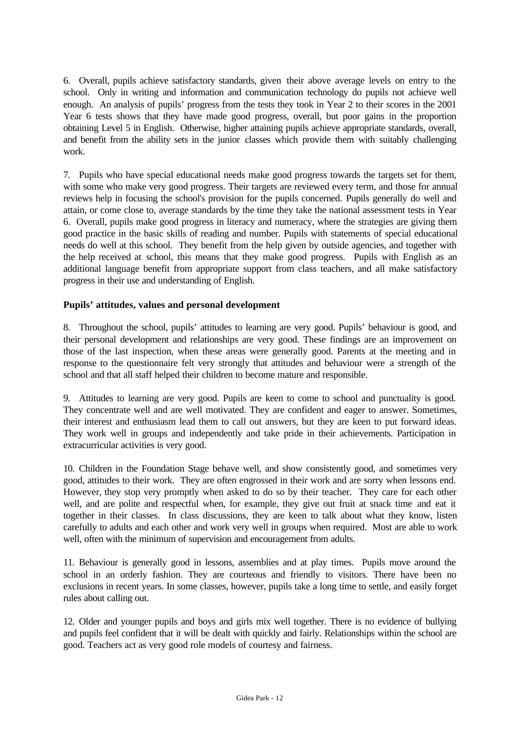6. Overall, pupils achieve satisfactory standards, given their above average levels on entry to the school. Only in writing and information and communication technology do pupils not achieve well enough. An analysis of pupils' progress from the tests they took in Year 2 to their scores in the 2001 Year 6 tests shows that they have made good progress, overall, but poor gains in the proportion obtaining Level 5 in English. Otherwise, higher attaining pupils achieve appropriate standards, overall, and benefit from the ability sets in the junior classes which provide them with suitably challenging work.

7. Pupils who have special educational needs make good progress towards the targets set for them, with some who make very good progress. Their targets are reviewed every term, and those for annual reviews help in focusing the school's provision for the pupils concerned. Pupils generally do well and attain, or come close to, average standards by the time they take the national assessment tests in Year 6. Overall, pupils make good progress in literacy and numeracy, where the strategies are giving them good practice in the basic skills of reading and number. Pupils with statements of special educational needs do well at this school. They benefit from the help given by outside agencies, and together with the help received at school, this means that they make good progress. Pupils with English as an additional language benefit from appropriate support from class teachers, and all make satisfactory progress in their use and understanding of English.

### Pupils' attitudes, values and personal development

8. Throughout the school, pupils' attitudes to learning are very good. Pupils' behaviour is good, and their personal development and relationships are very good. These findings are an improvement on those of the last inspection, when these areas were generally good. Parents at the meeting and in response to the questionnaire felt very strongly that attitudes and behaviour were a strength of the school and that all staff helped their children to become mature and responsible.

9. Attitudes to learning are very good. Pupils are keen to come to school and punctuality is good. They concentrate well and are well motivated. They are confident and eager to answer. Sometimes, their interest and enthusiasm lead them to call out answers, but they are keen to put forward ideas. They work well in groups and independently and take pride in their achievements. Participation in extracurricular activities is very good.

10. Children in the Foundation Stage behave well, and show consistently good, and sometimes very good, attitudes to their work. They are often engrossed in their work and are sorry when lessons end. However, they stop very promptly when asked to do so by their teacher. They care for each other well, and are polite and respectful when, for example, they give out fruit at snack time and eat it together in their classes. In class discussions, they are keen to talk about what they know, listen carefully to adults and each other and work very well in groups when required. Most are able to work well, often with the minimum of supervision and encouragement from adults.

11. Behaviour is generally good in lessons, assemblies and at play times. Pupils move around the school in an orderly fashion. They are courteous and friendly to visitors. There have been no exclusions in recent years. In some classes, however, pupils take a long time to settle, and easily forget rules about calling out.

12. Older and younger pupils and boys and girls mix well together. There is no evidence of bullying and pupils feel confident that it will be dealt with quickly and fairly. Relationships within the school are good. Teachers act as very good role models of courtesy and fairness.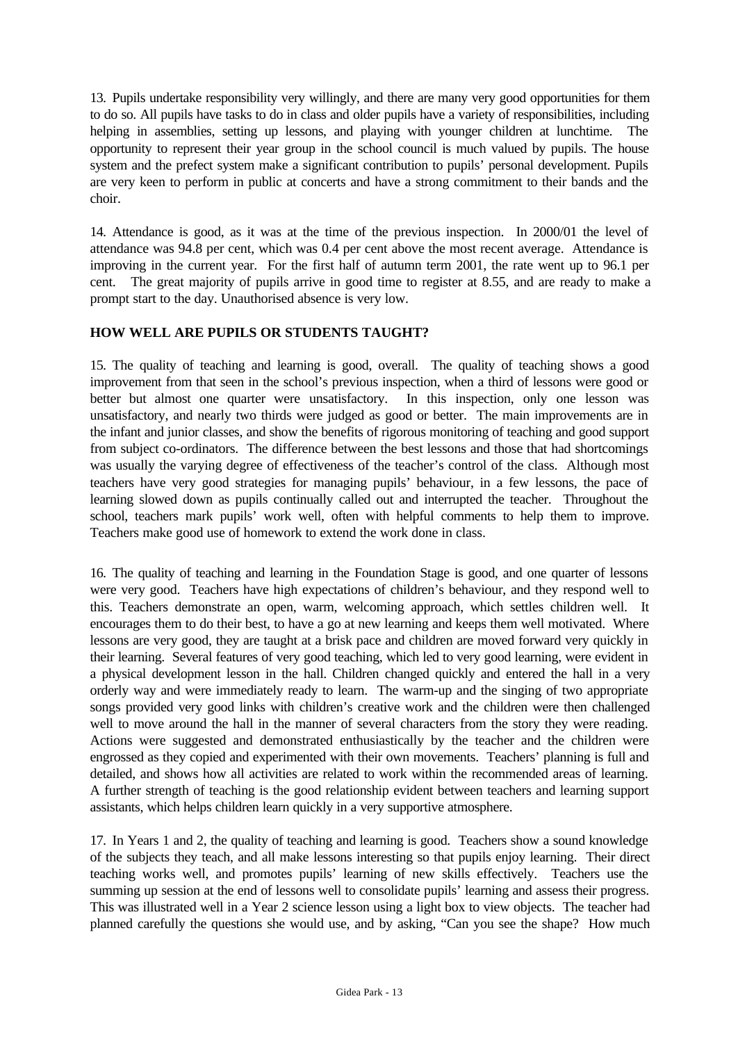13. Pupils undertake responsibility very willingly, and there are many very good opportunities for them to do so. All pupils have tasks to do in class and older pupils have a variety of responsibilities, including helping in assemblies, setting up lessons, and playing with younger children at lunchtime. The opportunity to represent their year group in the school council is much valued by pupils. The house system and the prefect system make a significant contribution to pupils' personal development. Pupils are very keen to perform in public at concerts and have a strong commitment to their bands and the choir.

14. Attendance is good, as it was at the time of the previous inspection. In 2000/01 the level of attendance was 94.8 per cent, which was 0.4 per cent above the most recent average. Attendance is improving in the current year. For the first half of autumn term 2001, the rate went up to 96.1 per cent. The great majority of pupils arrive in good time to register at 8.55, and are ready to make a prompt start to the day. Unauthorised absence is very low.

## HOW WELL ARE PUPILS OR STUDENTS TAUGHT?

15. The quality of teaching and learning is good, overall. The quality of teaching shows a good improvement from that seen in the school's previous inspection, when a third of lessons were good or better but almost one quarter were unsatisfactory. In this inspection, only one lesson was unsatisfactory, and nearly two thirds were judged as good or better. The main improvements are in the infant and junior classes, and show the benefits of rigorous monitoring of teaching and good support from subject co-ordinators. The difference between the best lessons and those that had shortcomings was usually the varying degree of effectiveness of the teacher's control of the class. Although most teachers have very good strategies for managing pupils' behaviour, in a few lessons, the pace of learning slowed down as pupils continually called out and interrupted the teacher. Throughout the school, teachers mark pupils' work well, often with helpful comments to help them to improve. Teachers make good use of homework to extend the work done in class.

16. The quality of teaching and learning in the Foundation Stage is good, and one quarter of lessons were very good. Teachers have high expectations of children's behaviour, and they respond well to this. Teachers demonstrate an open, warm, welcoming approach, which settles children well. It encourages them to do their best, to have a go at new learning and keeps them well motivated. Where lessons are very good, they are taught at a brisk pace and children are moved forward very quickly in their learning. Several features of very good teaching, which led to very good learning, were evident in a physical development lesson in the hall. Children changed quickly and entered the hall in a very orderly way and were immediately ready to learn. The warm-up and the singing of two appropriate songs provided very good links with children's creative work and the children were then challenged well to move around the hall in the manner of several characters from the story they were reading. Actions were suggested and demonstrated enthusiastically by the teacher and the children were engrossed as they copied and experimented with their own movements. Teachers' planning is full and detailed, and shows how all activities are related to work within the recommended areas of learning. A further strength of teaching is the good relationship evident between teachers and learning support assistants, which helps children learn quickly in a very supportive atmosphere.

17. In Years 1 and 2, the quality of teaching and learning is good. Teachers show a sound knowledge of the subjects they teach, and all make lessons interesting so that pupils enjoy learning. Their direct teaching works well, and promotes pupils' learning of new skills effectively. Teachers use the summing up session at the end of lessons well to consolidate pupils' learning and assess their progress. This was illustrated well in a Year 2 science lesson using a light box to view objects. The teacher had planned carefully the questions she would use, and by asking, "Can you see the shape? How much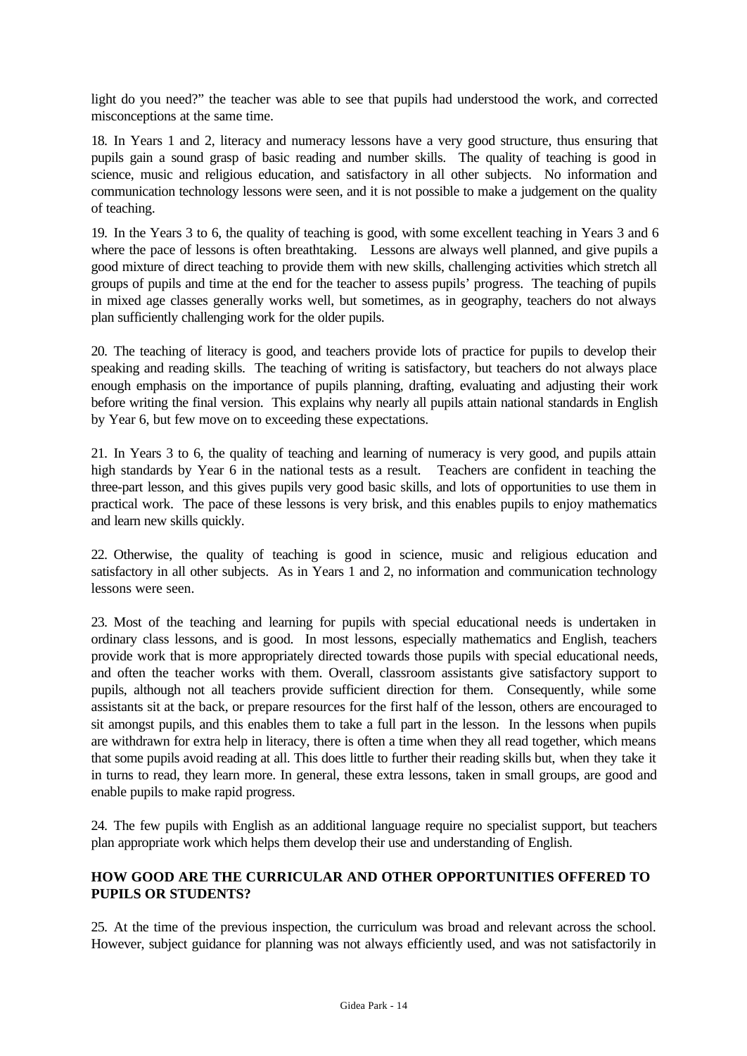light do you need?" the teacher was able to see that pupils had understood the work, and corrected misconceptions at the same time.

18. In Years 1 and 2, literacy and numeracy lessons have a very good structure, thus ensuring that pupils gain a sound grasp of basic reading and number skills. The quality of teaching is good in science, music and religious education, and satisfactory in all other subjects. No information and communication technology lessons were seen, and it is not possible to make a judgement on the quality of teaching.

19. In the Years 3 to 6, the quality of teaching is good, with some excellent teaching in Years 3 and 6 where the pace of lessons is often breathtaking. Lessons are always well planned, and give pupils a good mixture of direct teaching to provide them with new skills, challenging activities which stretch all groups of pupils and time at the end for the teacher to assess pupils' progress. The teaching of pupils in mixed age classes generally works well, but sometimes, as in geography, teachers do not always plan sufficiently challenging work for the older pupils.

20. The teaching of literacy is good, and teachers provide lots of practice for pupils to develop their speaking and reading skills. The teaching of writing is satisfactory, but teachers do not always place enough emphasis on the importance of pupils planning, drafting, evaluating and adjusting their work before writing the final version. This explains why nearly all pupils attain national standards in English by Year 6, but few move on to exceeding these expectations.

21. In Years 3 to 6, the quality of teaching and learning of numeracy is very good, and pupils attain high standards by Year 6 in the national tests as a result. Teachers are confident in teaching the three-part lesson, and this gives pupils very good basic skills, and lots of opportunities to use them in practical work. The pace of these lessons is very brisk, and this enables pupils to enjoy mathematics and learn new skills quickly.

22. Otherwise, the quality of teaching is good in science, music and religious education and satisfactory in all other subjects. As in Years 1 and 2, no information and communication technology lessons were seen.

23. Most of the teaching and learning for pupils with special educational needs is undertaken in ordinary class lessons, and is good. In most lessons, especially mathematics and English, teachers provide work that is more appropriately directed towards those pupils with special educational needs, and often the teacher works with them. Overall, classroom assistants give satisfactory support to pupils, although not all teachers provide sufficient direction for them. Consequently, while some assistants sit at the back, or prepare resources for the first half of the lesson, others are encouraged to sit amongst pupils, and this enables them to take a full part in the lesson. In the lessons when pupils are withdrawn for extra help in literacy, there is often a time when they all read together, which means that some pupils avoid reading at all. This does little to further their reading skills but, when they take it in turns to read, they learn more. In general, these extra lessons, taken in small groups, are good and enable pupils to make rapid progress.

24. The few pupils with English as an additional language require no specialist support, but teachers plan appropriate work which helps them develop their use and understanding of English.

## HOW GOOD ARE THE CURRICULAR AND OTHER OPPORTUNITIES OFFERED TO PUPILS OR STUDENTS?

25. At the time of the previous inspection, the curriculum was broad and relevant across the school. However, subject guidance for planning was not always efficiently used, and was not satisfactorily in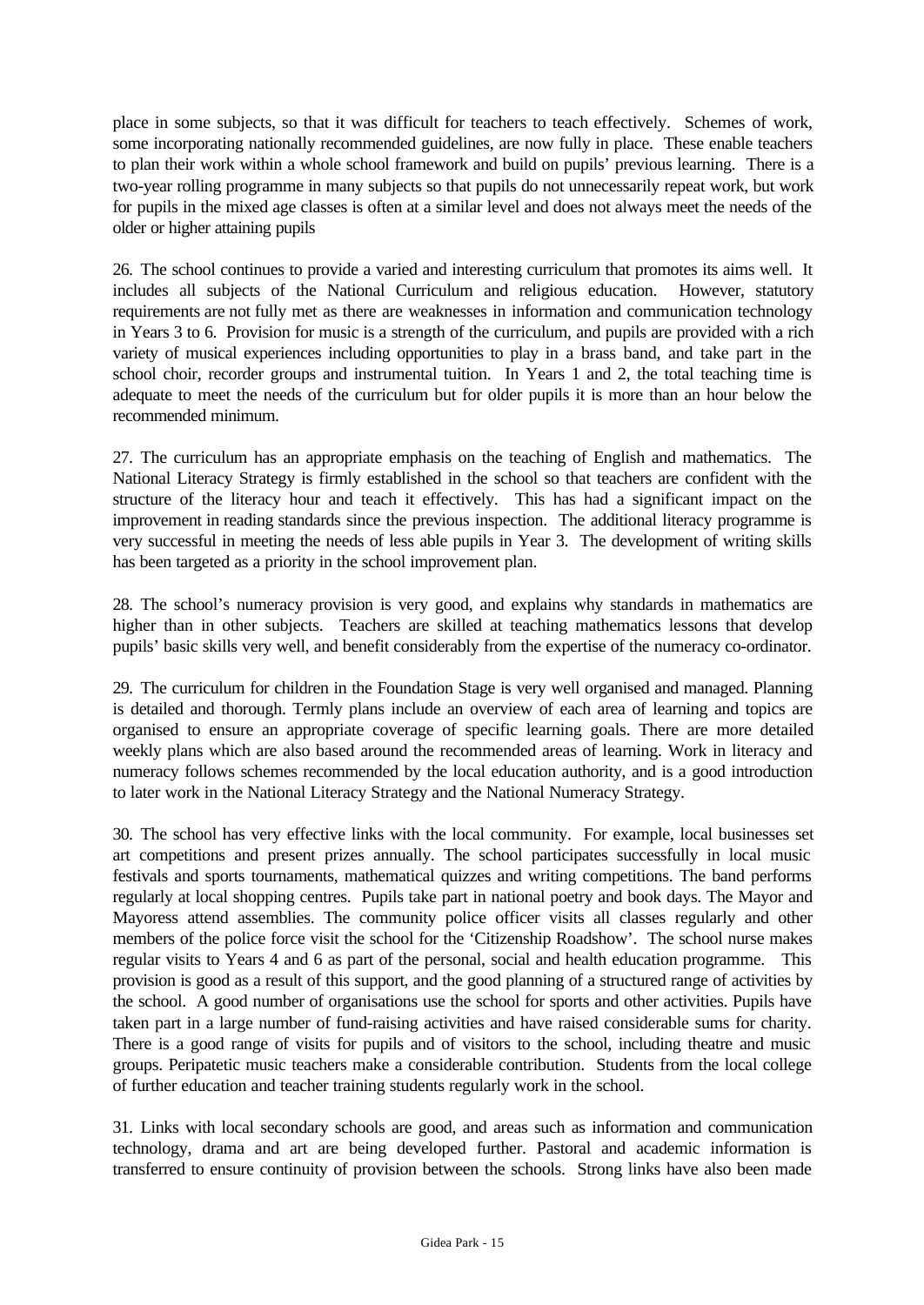place in some subjects, so that it was difficult for teachers to teach effectively. Schemes of work, some incorporating nationally recommended guidelines, are now fully in place. These enable teachers to plan their work within a whole school framework and build on pupils' previous learning. There is a two-year rolling programme in many subjects so that pupils do not unnecessarily repeat work, but work for pupils in the mixed age classes is often at a similar level and does not always meet the needs of the older or higher attaining pupils

26. The school continues to provide a varied and interesting curriculum that promotes its aims well. It includes all subjects of the National Curriculum and religious education. However, statutory requirements are not fully met as there are weaknesses in information and communication technology in Years 3 to 6. Provision for music is a strength of the curriculum, and pupils are provided with a rich variety of musical experiences including opportunities to play in a brass band, and take part in the school choir, recorder groups and instrumental tuition. In Years 1 and 2, the total teaching time is adequate to meet the needs of the curriculum but for older pupils it is more than an hour below the recommended minimum.

27. The curriculum has an appropriate emphasis on the teaching of English and mathematics. The National Literacy Strategy is firmly established in the school so that teachers are confident with the structure of the literacy hour and teach it effectively. This has had a significant impact on the improvement in reading standards since the previous inspection. The additional literacy programme is very successful in meeting the needs of less able pupils in Year 3. The development of writing skills has been targeted as a priority in the school improvement plan.

28. The school's numeracy provision is very good, and explains why standards in mathematics are higher than in other subjects. Teachers are skilled at teaching mathematics lessons that develop pupils' basic skills very well, and benefit considerably from the expertise of the numeracy co-ordinator.

29. The curriculum for children in the Foundation Stage is very well organised and managed. Planning is detailed and thorough. Termly plans include an overview of each area of learning and topics are organised to ensure an appropriate coverage of specific learning goals. There are more detailed weekly plans which are also based around the recommended areas of learning. Work in literacy and numeracy follows schemes recommended by the local education authority, and is a good introduction to later work in the National Literacy Strategy and the National Numeracy Strategy.

30. The school has very effective links with the local community. For example, local businesses set art competitions and present prizes annually. The school participates successfully in local music festivals and sports tournaments, mathematical quizzes and writing competitions. The band performs regularly at local shopping centres. Pupils take part in national poetry and book days. The Mayor and Mayoress attend assemblies. The community police officer visits all classes regularly and other members of the police force visit the school for the 'Citizenship Roadshow'. The school nurse makes regular visits to Years 4 and 6 as part of the personal, social and health education programme. This provision is good as a result of this support, and the good planning of a structured range of activities by the school. A good number of organisations use the school for sports and other activities. Pupils have taken part in a large number of fund-raising activities and have raised considerable sums for charity. There is a good range of visits for pupils and of visitors to the school, including theatre and music groups. Peripatetic music teachers make a considerable contribution. Students from the local college of further education and teacher training students regularly work in the school.

31. Links with local secondary schools are good, and areas such as information and communication technology, drama and art are being developed further. Pastoral and academic information is transferred to ensure continuity of provision between the schools. Strong links have also been made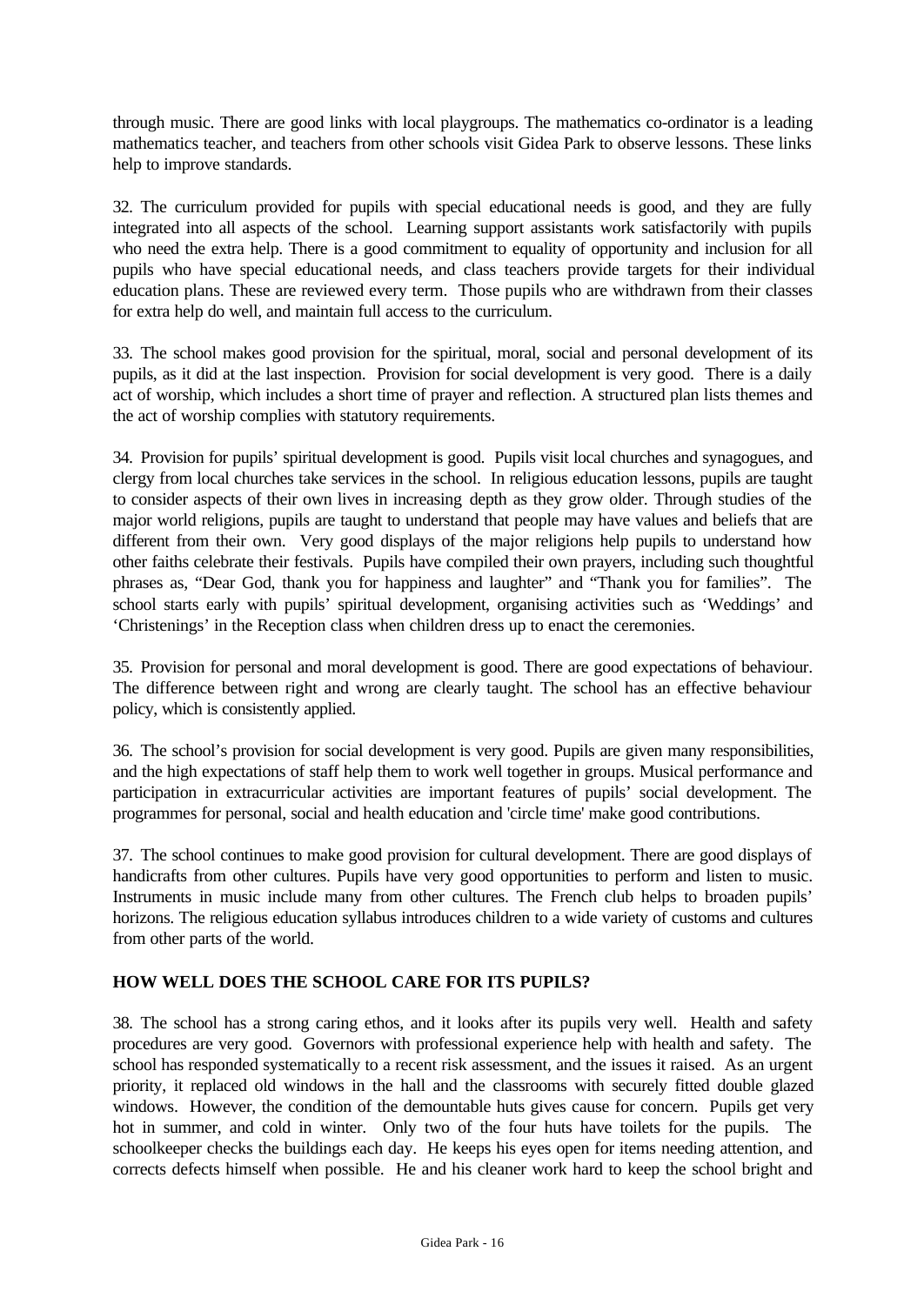through music. There are good links with local playgroups. The mathematics co-ordinator is a leading mathematics teacher, and teachers from other schools visit Gidea Park to observe lessons. These links help to improve standards.

32. The curriculum provided for pupils with special educational needs is good, and they are fully integrated into all aspects of the school. Learning support assistants work satisfactorily with pupils who need the extra help. There is a good commitment to equality of opportunity and inclusion for all pupils who have special educational needs, and class teachers provide targets for their individual education plans. These are reviewed every term. Those pupils who are withdrawn from their classes for extra help do well, and maintain full access to the curriculum.

33. The school makes good provision for the spiritual, moral, social and personal development of its pupils, as it did at the last inspection. Provision for social development is very good. There is a daily act of worship, which includes a short time of prayer and reflection. A structured plan lists themes and the act of worship complies with statutory requirements.

34. Provision for pupils' spiritual development is good. Pupils visit local churches and synagogues, and clergy from local churches take services in the school. In religious education lessons, pupils are taught to consider aspects of their own lives in increasing depth as they grow older. Through studies of the major world religions, pupils are taught to understand that people may have values and beliefs that are different from their own. Very good displays of the major religions help pupils to understand how other faiths celebrate their festivals. Pupils have compiled their own prayers, including such thoughtful phrases as, "Dear God, thank you for happiness and laughter" and "Thank you for families". The school starts early with pupils' spiritual development, organising activities such as 'Weddings' and 'Christenings' in the Reception class when children dress up to enact the ceremonies.

35. Provision for personal and moral development is good. There are good expectations of behaviour. The difference between right and wrong are clearly taught. The school has an effective behaviour policy, which is consistently applied.

36. The school's provision for social development is very good. Pupils are given many responsibilities, and the high expectations of staff help them to work well together in groups. Musical performance and participation in extracurricular activities are important features of pupils' social development. The programmes for personal, social and health education and 'circle time' make good contributions.

37. The school continues to make good provision for cultural development. There are good displays of handicrafts from other cultures. Pupils have very good opportunities to perform and listen to music. Instruments in music include many from other cultures. The French club helps to broaden pupils' horizons. The religious education syllabus introduces children to a wide variety of customs and cultures from other parts of the world.

## HOW WELL DOES THE SCHOOL CARE FOR ITS PUPILS?

38. The school has a strong caring ethos, and it looks after its pupils very well. Health and safety procedures are very good. Governors with professional experience help with health and safety. The school has responded systematically to a recent risk assessment, and the issues it raised. As an urgent priority, it replaced old windows in the hall and the classrooms with securely fitted double glazed windows. However, the condition of the demountable huts gives cause for concern. Pupils get very hot in summer, and cold in winter. Only two of the four huts have toilets for the pupils. The schoolkeeper checks the buildings each day. He keeps his eyes open for items needing attention, and corrects defects himself when possible. He and his cleaner work hard to keep the school bright and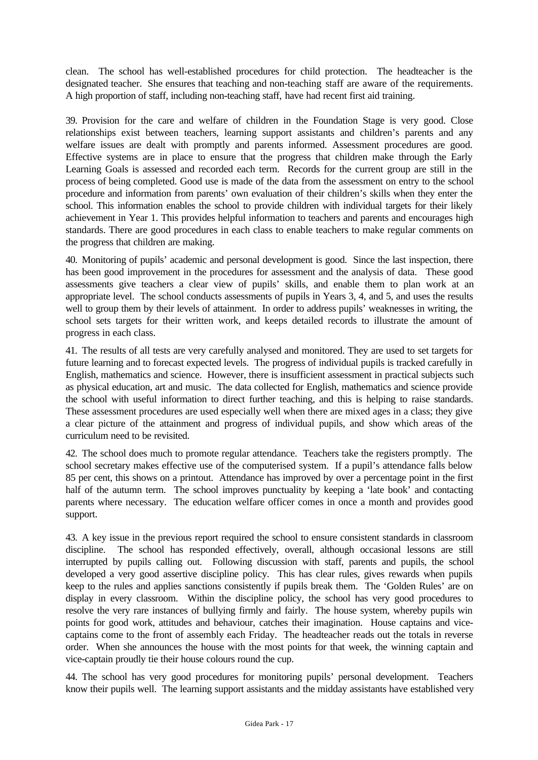clean. The school has well-established procedures for child protection. The headteacher is the designated teacher. She ensures that teaching and non-teaching staff are aware of the requirements. A high proportion of staff, including non-teaching staff, have had recent first aid training.

39. Provision for the care and welfare of children in the Foundation Stage is very good. Close relationships exist between teachers, learning support assistants and children's parents and any welfare issues are dealt with promptly and parents informed. Assessment procedures are good. Effective systems are in place to ensure that the progress that children make through the Early Learning Goals is assessed and recorded each term. Records for the current group are still in the process of being completed. Good use is made of the data from the assessment on entry to the school procedure and information from parents' own evaluation of their children's skills when they enter the school. This information enables the school to provide children with individual targets for their likely achievement in Year 1. This provides helpful information to teachers and parents and encourages high standards. There are good procedures in each class to enable teachers to make regular comments on the progress that children are making.

40. Monitoring of pupils' academic and personal development is good. Since the last inspection, there has been good improvement in the procedures for assessment and the analysis of data. These good assessments give teachers a clear view of pupils' skills, and enable them to plan work at an appropriate level. The school conducts assessments of pupils in Years 3, 4, and 5, and uses the results well to group them by their levels of attainment. In order to address pupils' weaknesses in writing, the school sets targets for their written work, and keeps detailed records to illustrate the amount of progress in each class.

41. The results of all tests are very carefully analysed and monitored. They are used to set targets for future learning and to forecast expected levels. The progress of individual pupils is tracked carefully in English, mathematics and science. However, there is insufficient assessment in practical subjects such as physical education, art and music. The data collected for English, mathematics and science provide the school with useful information to direct further teaching, and this is helping to raise standards. These assessment procedures are used especially well when there are mixed ages in a class; they give a clear picture of the attainment and progress of individual pupils, and show which areas of the curriculum need to be revisited.

42. The school does much to promote regular attendance. Teachers take the registers promptly. The school secretary makes effective use of the computerised system. If a pupil's attendance falls below 85 per cent, this shows on a printout. Attendance has improved by over a percentage point in the first half of the autumn term. The school improves punctuality by keeping a 'late book' and contacting parents where necessary. The education welfare officer comes in once a month and provides good support.

43. A key issue in the previous report required the school to ensure consistent standards in classroom discipline. The school has responded effectively, overall, although occasional lessons are still interrupted by pupils calling out. Following discussion with staff, parents and pupils, the school developed a very good assertive discipline policy. This has clear rules, gives rewards when pupils keep to the rules and applies sanctions consistently if pupils break them. The 'Golden Rules' are on display in every classroom. Within the discipline policy, the school has very good procedures to resolve the very rare instances of bullying firmly and fairly. The house system, whereby pupils win points for good work, attitudes and behaviour, catches their imagination. House captains and vice-captains come to the front of assembly each Friday. The headteacher reads out the totals in reverse order. When she announces the house with the most points for that week, the winning captain and vice-captain proudly tie their house colours round the cup.

44. The school has very good procedures for monitoring pupils' personal development. Teachers know their pupils well. The learning support assistants and the midday assistants have established very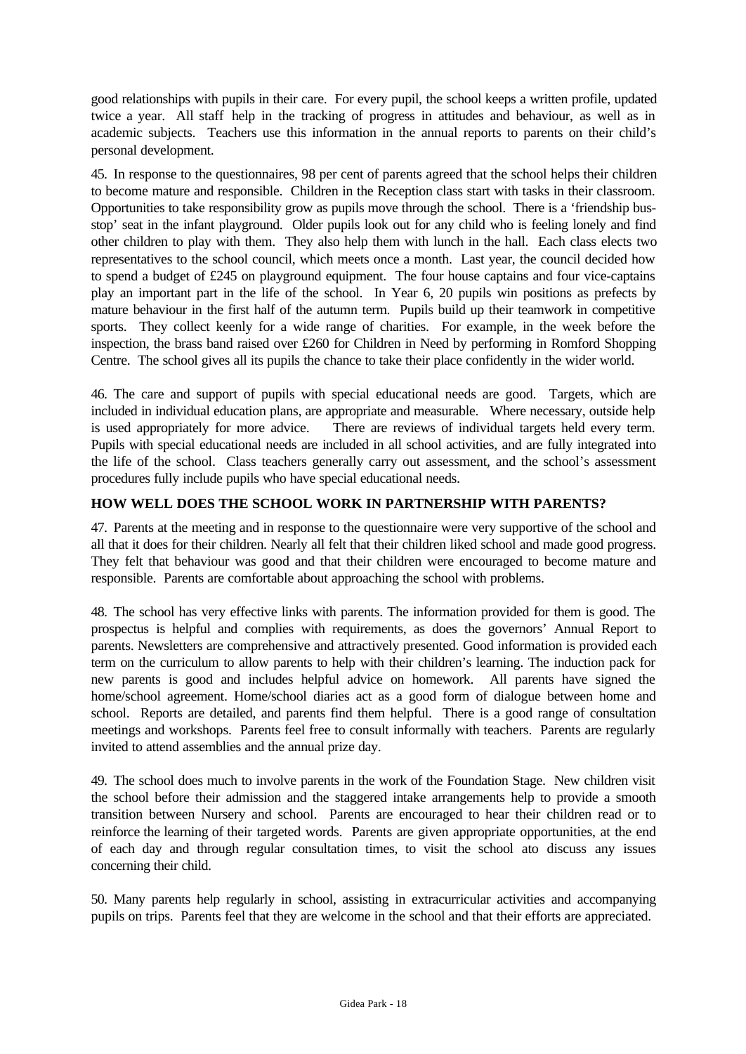good relationships with pupils in their care. For every pupil, the school keeps a written profile, updated twice a year. All staff help in the tracking of progress in attitudes and behaviour, as well as in academic subjects. Teachers use this information in the annual reports to parents on their child's personal development.

45. In response to the questionnaires, 98 per cent of parents agreed that the school helps their children to become mature and responsible. Children in the Reception class start with tasks in their classroom. Opportunities to take responsibility grow as pupils move through the school. There is a 'friendship bus-stop' seat in the infant playground. Older pupils look out for any child who is feeling lonely and find other children to play with them. They also help them with lunch in the hall. Each class elects two representatives to the school council, which meets once a month. Last year, the council decided how to spend a budget of £245 on playground equipment. The four house captains and four vice-captains play an important part in the life of the school. In Year 6, 20 pupils win positions as prefects by mature behaviour in the first half of the autumn term. Pupils build up their teamwork in competitive sports. They collect keenly for a wide range of charities. For example, in the week before the inspection, the brass band raised over £260 for Children in Need by performing in Romford Shopping Centre. The school gives all its pupils the chance to take their place confidently in the wider world.

46. The care and support of pupils with special educational needs are good. Targets, which are included in individual education plans, are appropriate and measurable. Where necessary, outside help is used appropriately for more advice. There are reviews of individual targets held every term. Pupils with special educational needs are included in all school activities, and are fully integrated into the life of the school. Class teachers generally carry out assessment, and the school's assessment procedures fully include pupils who have special educational needs.

## HOW WELL DOES THE SCHOOL WORK IN PARTNERSHIP WITH PARENTS?

47. Parents at the meeting and in response to the questionnaire were very supportive of the school and all that it does for their children. Nearly all felt that their children liked school and made good progress. They felt that behaviour was good and that their children were encouraged to become mature and responsible. Parents are comfortable about approaching the school with problems.

48. The school has very effective links with parents. The information provided for them is good. The prospectus is helpful and complies with requirements, as does the governors' Annual Report to parents. Newsletters are comprehensive and attractively presented. Good information is provided each term on the curriculum to allow parents to help with their children's learning. The induction pack for new parents is good and includes helpful advice on homework. All parents have signed the home/school agreement. Home/school diaries act as a good form of dialogue between home and school. Reports are detailed, and parents find them helpful. There is a good range of consultation meetings and workshops. Parents feel free to consult informally with teachers. Parents are regularly invited to attend assemblies and the annual prize day.

49. The school does much to involve parents in the work of the Foundation Stage. New children visit the school before their admission and the staggered intake arrangements help to provide a smooth transition between Nursery and school. Parents are encouraged to hear their children read or to reinforce the learning of their targeted words. Parents are given appropriate opportunities, at the end of each day and through regular consultation times, to visit the school ato discuss any issues concerning their child.

50. Many parents help regularly in school, assisting in extracurricular activities and accompanying pupils on trips. Parents feel that they are welcome in the school and that their efforts are appreciated.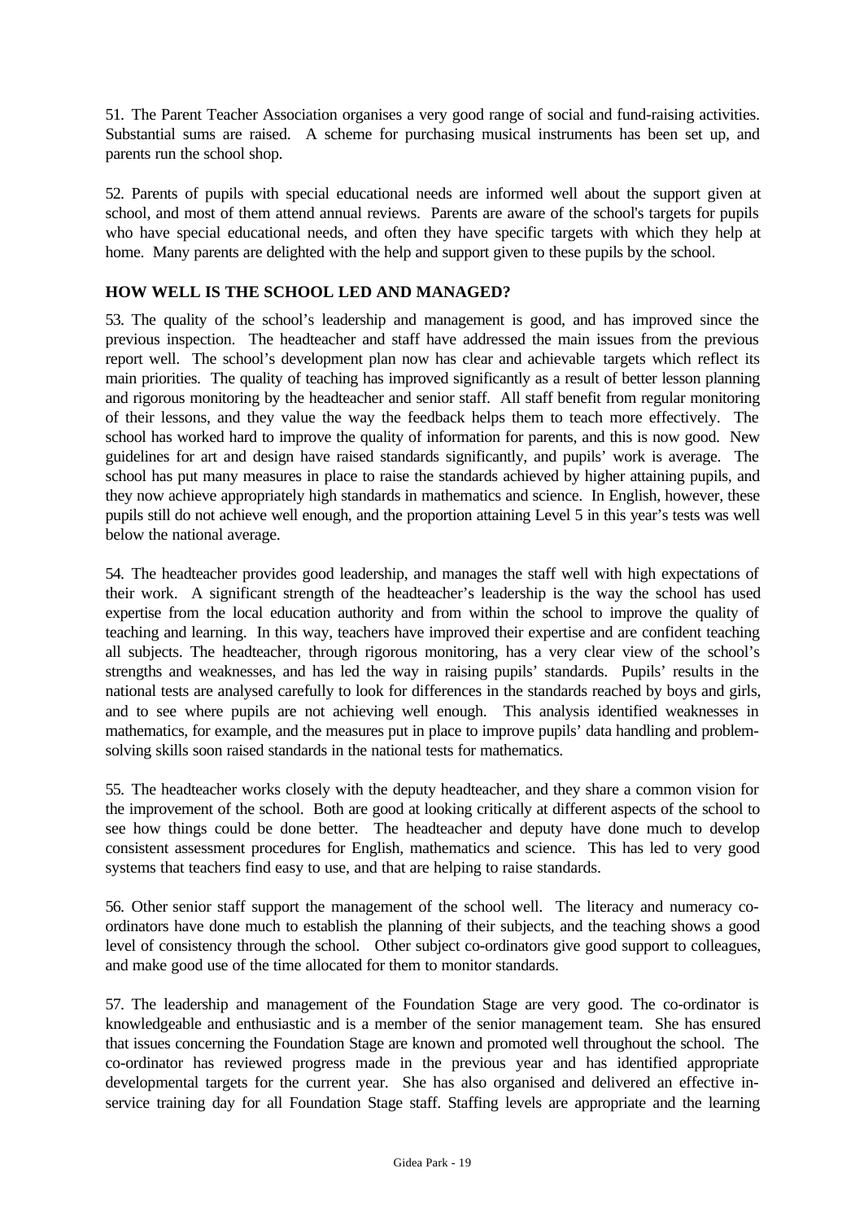51. The Parent Teacher Association organises a very good range of social and fund-raising activities. Substantial sums are raised. A scheme for purchasing musical instruments has been set up, and parents run the school shop.

52. Parents of pupils with special educational needs are informed well about the support given at school, and most of them attend annual reviews. Parents are aware of the school's targets for pupils who have special educational needs, and often they have specific targets with which they help at home. Many parents are delighted with the help and support given to these pupils by the school.

## HOW WELL IS THE SCHOOL LED AND MANAGED?

53. The quality of the school's leadership and management is good, and has improved since the previous inspection. The headteacher and staff have addressed the main issues from the previous report well. The school's development plan now has clear and achievable targets which reflect its main priorities. The quality of teaching has improved significantly as a result of better lesson planning and rigorous monitoring by the headteacher and senior staff. All staff benefit from regular monitoring of their lessons, and they value the way the feedback helps them to teach more effectively. The school has worked hard to improve the quality of information for parents, and this is now good. New guidelines for art and design have raised standards significantly, and pupils' work is average. The school has put many measures in place to raise the standards achieved by higher attaining pupils, and they now achieve appropriately high standards in mathematics and science. In English, however, these pupils still do not achieve well enough, and the proportion attaining Level 5 in this year's tests was well below the national average.

54. The headteacher provides good leadership, and manages the staff well with high expectations of their work. A significant strength of the headteacher's leadership is the way the school has used expertise from the local education authority and from within the school to improve the quality of teaching and learning. In this way, teachers have improved their expertise and are confident teaching all subjects. The headteacher, through rigorous monitoring, has a very clear view of the school's strengths and weaknesses, and has led the way in raising pupils' standards. Pupils' results in the national tests are analysed carefully to look for differences in the standards reached by boys and girls, and to see where pupils are not achieving well enough. This analysis identified weaknesses in mathematics, for example, and the measures put in place to improve pupils' data handling and problem-solving skills soon raised standards in the national tests for mathematics.

55. The headteacher works closely with the deputy headteacher, and they share a common vision for the improvement of the school. Both are good at looking critically at different aspects of the school to see how things could be done better. The headteacher and deputy have done much to develop consistent assessment procedures for English, mathematics and science. This has led to very good systems that teachers find easy to use, and that are helping to raise standards.

56. Other senior staff support the management of the school well. The literacy and numeracy co-ordinators have done much to establish the planning of their subjects, and the teaching shows a good level of consistency through the school. Other subject co-ordinators give good support to colleagues, and make good use of the time allocated for them to monitor standards.

57. The leadership and management of the Foundation Stage are very good. The co-ordinator is knowledgeable and enthusiastic and is a member of the senior management team. She has ensured that issues concerning the Foundation Stage are known and promoted well throughout the school. The co-ordinator has reviewed progress made in the previous year and has identified appropriate developmental targets for the current year. She has also organised and delivered an effective in-service training day for all Foundation Stage staff. Staffing levels are appropriate and the learning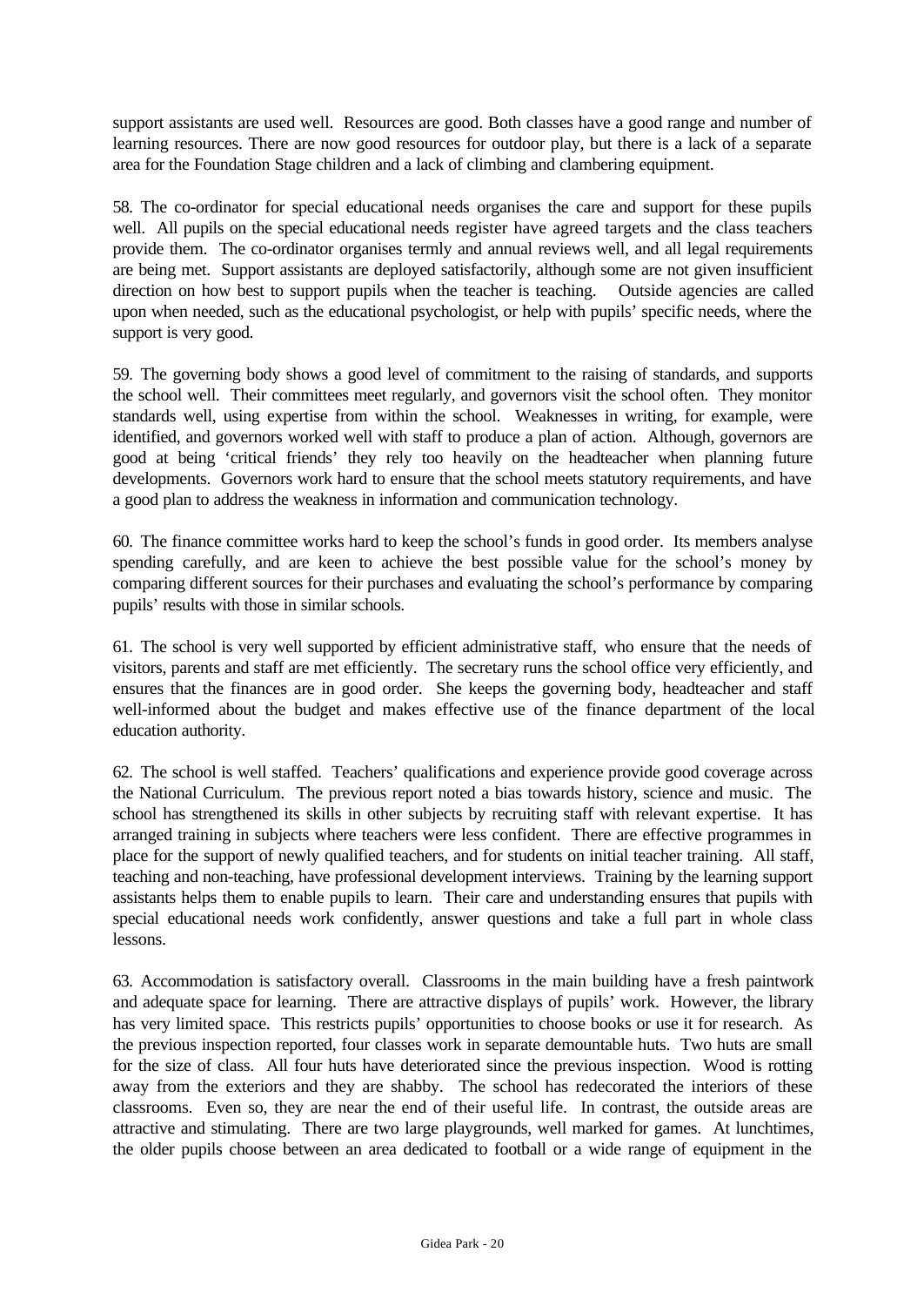support assistants are used well. Resources are good. Both classes have a good range and number of learning resources. There are now good resources for outdoor play, but there is a lack of a separate area for the Foundation Stage children and a lack of climbing and clambering equipment.

58. The co-ordinator for special educational needs organises the care and support for these pupils well. All pupils on the special educational needs register have agreed targets and the class teachers provide them. The co-ordinator organises termly and annual reviews well, and all legal requirements are being met. Support assistants are deployed satisfactorily, although some are not given insufficient direction on how best to support pupils when the teacher is teaching. Outside agencies are called upon when needed, such as the educational psychologist, or help with pupils' specific needs, where the support is very good.

59. The governing body shows a good level of commitment to the raising of standards, and supports the school well. Their committees meet regularly, and governors visit the school often. They monitor standards well, using expertise from within the school. Weaknesses in writing, for example, were identified, and governors worked well with staff to produce a plan of action. Although, governors are good at being 'critical friends' they rely too heavily on the headteacher when planning future developments. Governors work hard to ensure that the school meets statutory requirements, and have a good plan to address the weakness in information and communication technology.

60. The finance committee works hard to keep the school's funds in good order. Its members analyse spending carefully, and are keen to achieve the best possible value for the school's money by comparing different sources for their purchases and evaluating the school's performance by comparing pupils' results with those in similar schools.

61. The school is very well supported by efficient administrative staff, who ensure that the needs of visitors, parents and staff are met efficiently. The secretary runs the school office very efficiently, and ensures that the finances are in good order. She keeps the governing body, headteacher and staff well-informed about the budget and makes effective use of the finance department of the local education authority.

62. The school is well staffed. Teachers' qualifications and experience provide good coverage across the National Curriculum. The previous report noted a bias towards history, science and music. The school has strengthened its skills in other subjects by recruiting staff with relevant expertise. It has arranged training in subjects where teachers were less confident. There are effective programmes in place for the support of newly qualified teachers, and for students on initial teacher training. All staff, teaching and non-teaching, have professional development interviews. Training by the learning support assistants helps them to enable pupils to learn. Their care and understanding ensures that pupils with special educational needs work confidently, answer questions and take a full part in whole class lessons.

63. Accommodation is satisfactory overall. Classrooms in the main building have a fresh paintwork and adequate space for learning. There are attractive displays of pupils' work. However, the library has very limited space. This restricts pupils' opportunities to choose books or use it for research. As the previous inspection reported, four classes work in separate demountable huts. Two huts are small for the size of class. All four huts have deteriorated since the previous inspection. Wood is rotting away from the exteriors and they are shabby. The school has redecorated the interiors of these classrooms. Even so, they are near the end of their useful life. In contrast, the outside areas are attractive and stimulating. There are two large playgrounds, well marked for games. At lunchtimes, the older pupils choose between an area dedicated to football or a wide range of equipment in the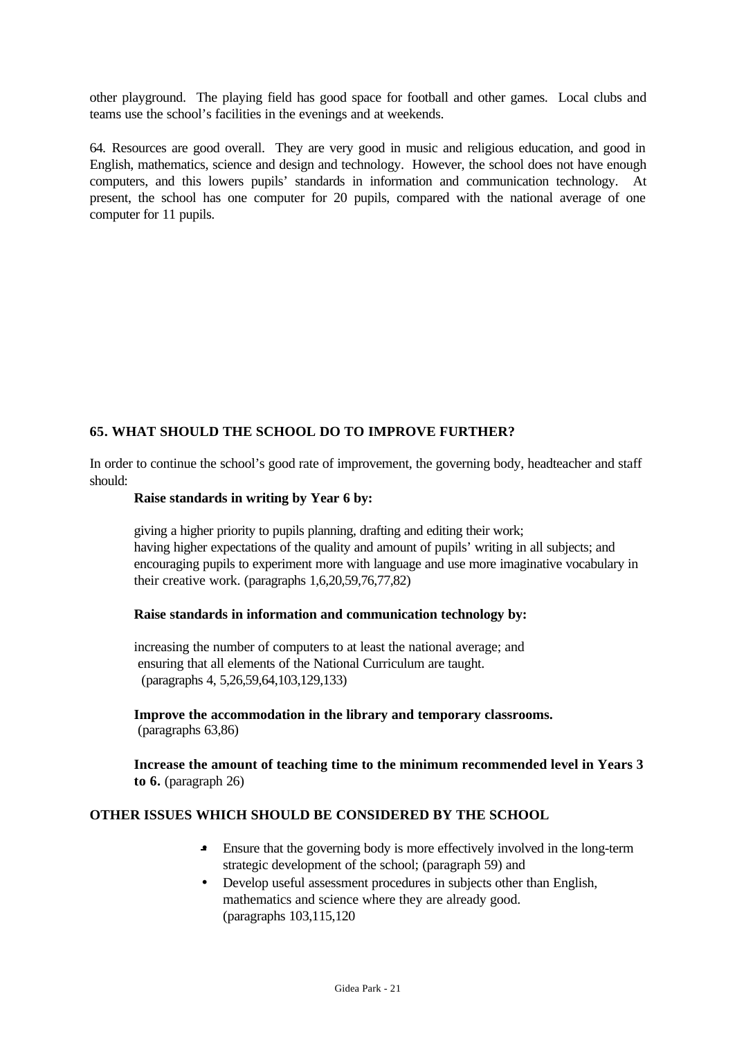other playground. The playing field has good space for football and other games. Local clubs and teams use the school's facilities in the evenings and at weekends.

64. Resources are good overall. They are very good in music and religious education, and good in English, mathematics, science and design and technology. However, the school does not have enough computers, and this lowers pupils' standards in information and communication technology. At present, the school has one computer for 20 pupils, compared with the national average of one computer for 11 pupils.

## 65. WHAT SHOULD THE SCHOOL DO TO IMPROVE FURTHER?

In order to continue the school's good rate of improvement, the governing body, headteacher and staff should:

**Raise standards in writing by Year 6 by:**

giving a higher priority to pupils planning, drafting and editing their work;
having higher expectations of the quality and amount of pupils' writing in all subjects; and
encouraging pupils to experiment more with language and use more imaginative vocabulary in their creative work. (paragraphs 1,6,20,59,76,77,82)

**Raise standards in information and communication technology by:**

increasing the number of computers to at least the national average; and
ensuring that all elements of the National Curriculum are taught.
(paragraphs 4, 5,26,59,64,103,129,133)

**Improve the accommodation in the library and temporary classrooms.**
(paragraphs 63,86)

**Increase the amount of teaching time to the minimum recommended level in Years 3 to 6.** (paragraph 26)

## OTHER ISSUES WHICH SHOULD BE CONSIDERED BY THE SCHOOL

- Ensure that the governing body is more effectively involved in the long-term strategic development of the school; (paragraph 59) and
- Develop useful assessment procedures in subjects other than English, mathematics and science where they are already good. (paragraphs 103,115,120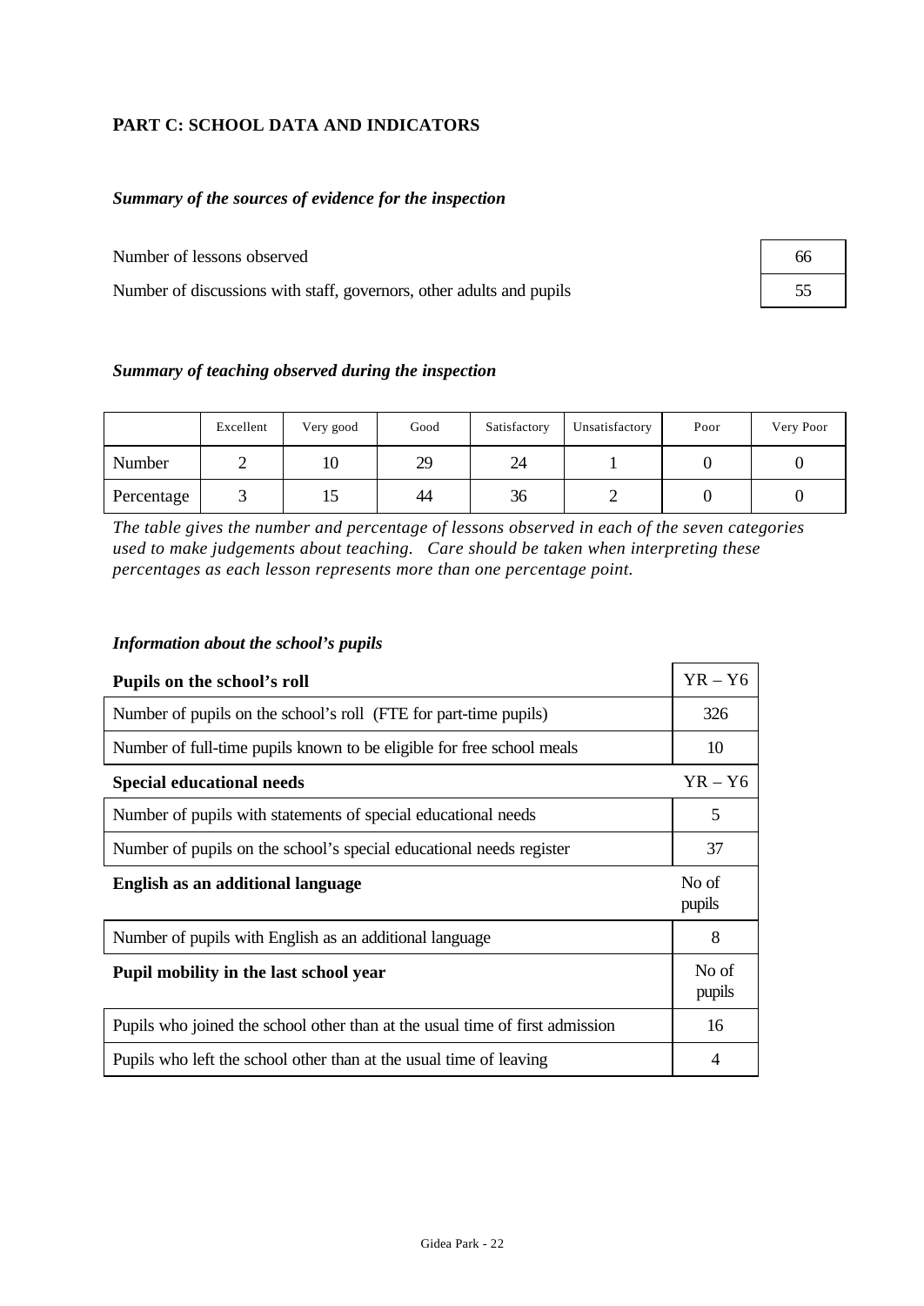## PART C: SCHOOL DATA AND INDICATORS

### *Summary of the sources of evidence for the inspection*

| | |
|---|---|
| Number of lessons observed | 66 |
| Number of discussions with staff, governors, other adults and pupils | 55 |

### *Summary of teaching observed during the inspection*

| | Excellent | Very good | Good | Satisfactory | Unsatisfactory | Poor | Very Poor |
|---|---|---|---|---|---|---|---|
| Number | 2 | 10 | 29 | 24 | 1 | 0 | 0 |
| Percentage | 3 | 15 | 44 | 36 | 2 | 0 | 0 |

*The table gives the number and percentage of lessons observed in each of the seven categories used to make judgements about teaching. Care should be taken when interpreting these percentages as each lesson represents more than one percentage point.*

### *Information about the school's pupils*

| Pupils on the school's roll | YR – Y6 |
|---|---|
| Number of pupils on the school's roll (FTE for part-time pupils) | 326 |
| Number of full-time pupils known to be eligible for free school meals | 10 |

| Special educational needs | YR – Y6 |
|---|---|
| Number of pupils with statements of special educational needs | 5 |
| Number of pupils on the school's special educational needs register | 37 |

| English as an additional language | No of pupils |
|---|---|
| Number of pupils with English as an additional language | 8 |

| Pupil mobility in the last school year | No of pupils |
|---|---|
| Pupils who joined the school other than at the usual time of first admission | 16 |
| Pupils who left the school other than at the usual time of leaving | 4 |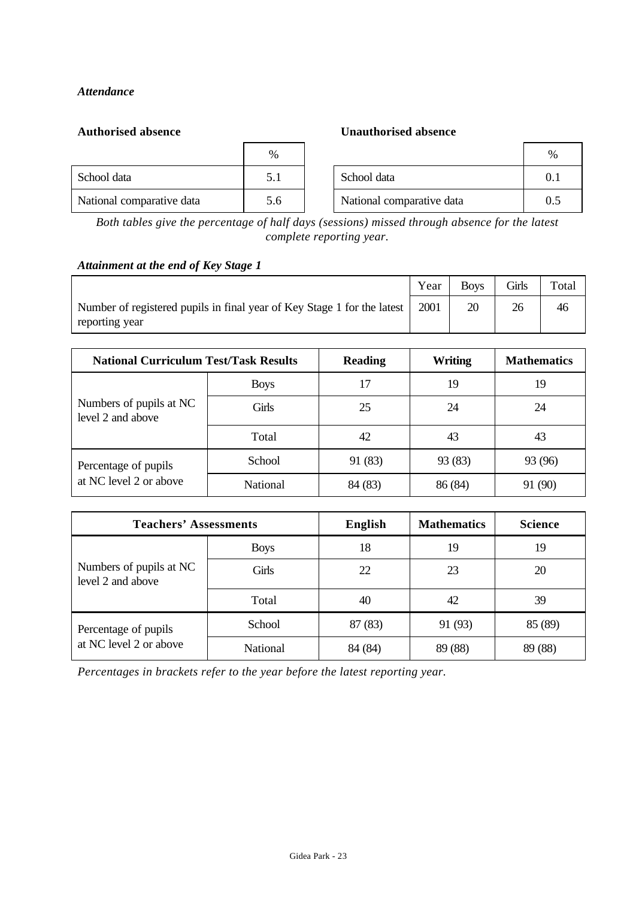*Attendance*

**Authorised absence**

| | % |
|---|---|
| School data | 5.1 |
| National comparative data | 5.6 |

**Unauthorised absence**

| | % |
|---|---|
| School data | 0.1 |
| National comparative data | 0.5 |

*Both tables give the percentage of half days (sessions) missed through absence for the latest complete reporting year.*

***Attainment at the end of Key Stage 1***

| | Year | Boys | Girls | Total |
|---|---|---|---|---|
| Number of registered pupils in final year of Key Stage 1 for the latest reporting year | 2001 | 20 | 26 | 46 |

| **National Curriculum Test/Task Results** | | **Reading** | **Writing** | **Mathematics** |
|---|---|---|---|---|
| Numbers of pupils at NC level 2 and above | Boys | 17 | 19 | 19 |
| | Girls | 25 | 24 | 24 |
| | Total | 42 | 43 | 43 |
| Percentage of pupils at NC level 2 or above | School | 91 (83) | 93 (83) | 93 (96) |
| | National | 84 (83) | 86 (84) | 91 (90) |

| **Teachers' Assessments** | | **English** | **Mathematics** | **Science** |
|---|---|---|---|---|
| Numbers of pupils at NC level 2 and above | Boys | 18 | 19 | 19 |
| | Girls | 22 | 23 | 20 |
| | Total | 40 | 42 | 39 |
| Percentage of pupils at NC level 2 or above | School | 87 (83) | 91 (93) | 85 (89) |
| | National | 84 (84) | 89 (88) | 89 (88) |

*Percentages in brackets refer to the year before the latest reporting year.*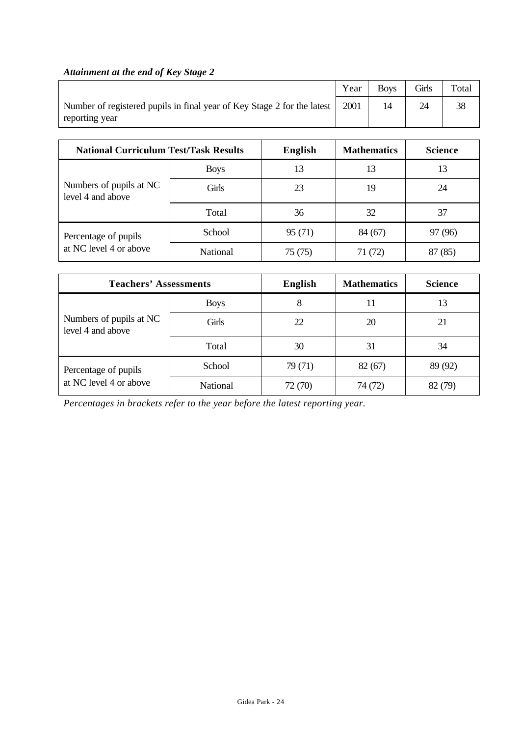### *Attainment at the end of Key Stage 2*

| | Year | Boys | Girls | Total |
|---|---|---|---|---|
| Number of registered pupils in final year of Key Stage 2 for the latest reporting year | 2001 | 14 | 24 | 38 |

| National Curriculum Test/Task Results | | English | Mathematics | Science |
|---|---|---|---|---|
| Numbers of pupils at NC level 4 and above | Boys | 13 | 13 | 13 |
| | Girls | 23 | 19 | 24 |
| | Total | 36 | 32 | 37 |
| Percentage of pupils at NC level 4 or above | School | 95 (71) | 84 (67) | 97 (96) |
| | National | 75 (75) | 71 (72) | 87 (85) |

| Teachers' Assessments | | English | Mathematics | Science |
|---|---|---|---|---|
| Numbers of pupils at NC level 4 and above | Boys | 8 | 11 | 13 |
| | Girls | 22 | 20 | 21 |
| | Total | 30 | 31 | 34 |
| Percentage of pupils at NC level 4 or above | School | 79 (71) | 82 (67) | 89 (92) |
| | National | 72 (70) | 74 (72) | 82 (79) |

*Percentages in brackets refer to the year before the latest reporting year.*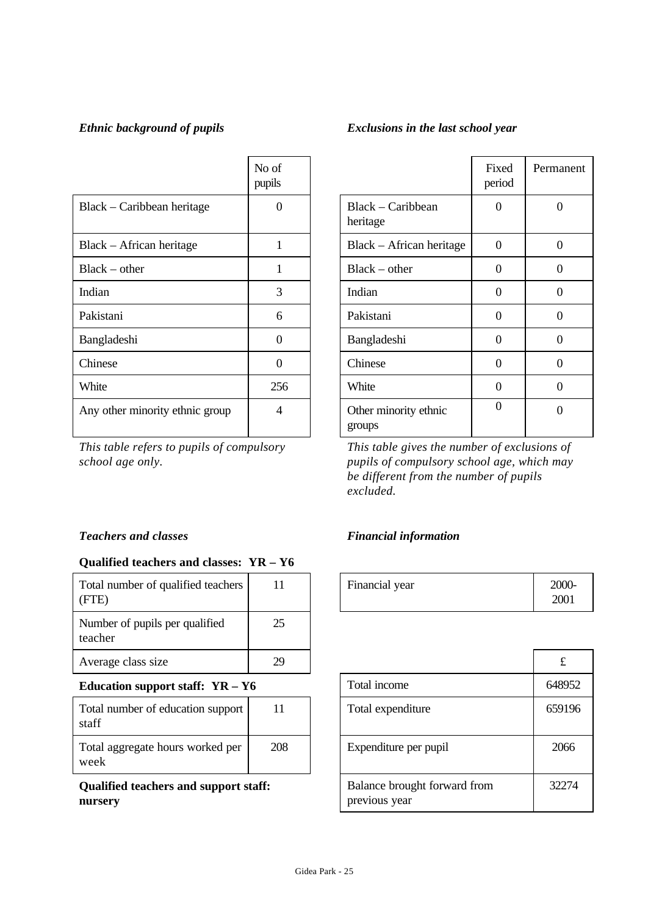### *Ethnic background of pupils*

| | No of pupils |
|---|---|
| Black – Caribbean heritage | 0 |
| Black – African heritage | 1 |
| Black – other | 1 |
| Indian | 3 |
| Pakistani | 6 |
| Bangladeshi | 0 |
| Chinese | 0 |
| White | 256 |
| Any other minority ethnic group | 4 |

*This table refers to pupils of compulsory school age only.*

### *Exclusions in the last school year*

| | Fixed period | Permanent |
|---|---|---|
| Black – Caribbean heritage | 0 | 0 |
| Black – African heritage | 0 | 0 |
| Black – other | 0 | 0 |
| Indian | 0 | 0 |
| Pakistani | 0 | 0 |
| Bangladeshi | 0 | 0 |
| Chinese | 0 | 0 |
| White | 0 | 0 |
| Other minority ethnic groups | 0 | 0 |

*This table gives the number of exclusions of pupils of compulsory school age, which may be different from the number of pupils excluded.*

### *Teachers and classes*

**Qualified teachers and classes: YR – Y6**

| | |
|---|---|
| Total number of qualified teachers (FTE) | 11 |
| Number of pupils per qualified teacher | 25 |
| Average class size | 29 |

**Education support staff: YR – Y6**

| | |
|---|---|
| Total number of education support staff | 11 |
| Total aggregate hours worked per week | 208 |

**Qualified teachers and support staff: nursery**

### *Financial information*

| | |
|---|---|
| Financial year | 2000-2001 |

| | £ |
|---|---|
| Total income | 648952 |
| Total expenditure | 659196 |
| Expenditure per pupil | 2066 |
| Balance brought forward from previous year | 32274 |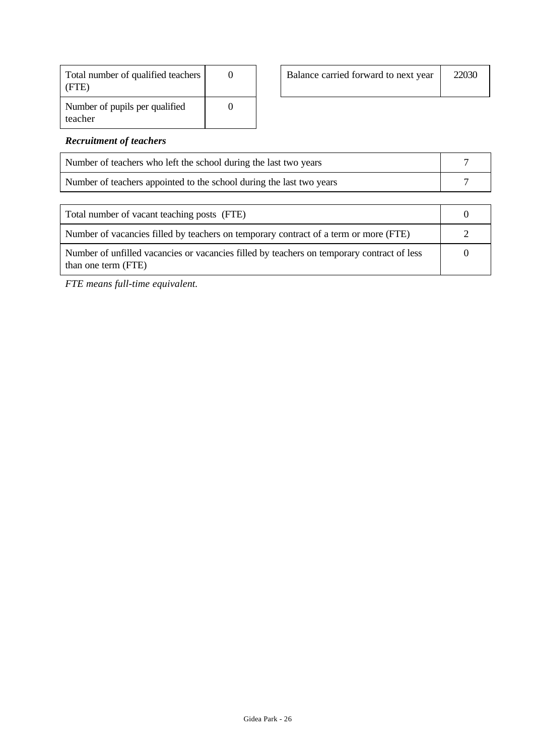| Total number of qualified teachers (FTE) | 0 |
| --- | --- |
| Number of pupils per qualified teacher | 0 |

| Balance carried forward to next year | 22030 |
| --- | --- |

### *Recruitment of teachers*

| Number of teachers who left the school during the last two years | 7 |
| --- | --- |
| Number of teachers appointed to the school during the last two years | 7 |

| Total number of vacant teaching posts (FTE) | 0 |
| --- | --- |
| Number of vacancies filled by teachers on temporary contract of a term or more (FTE) | 2 |
| Number of unfilled vacancies or vacancies filled by teachers on temporary contract of less than one term (FTE) | 0 |

*FTE means full-time equivalent.*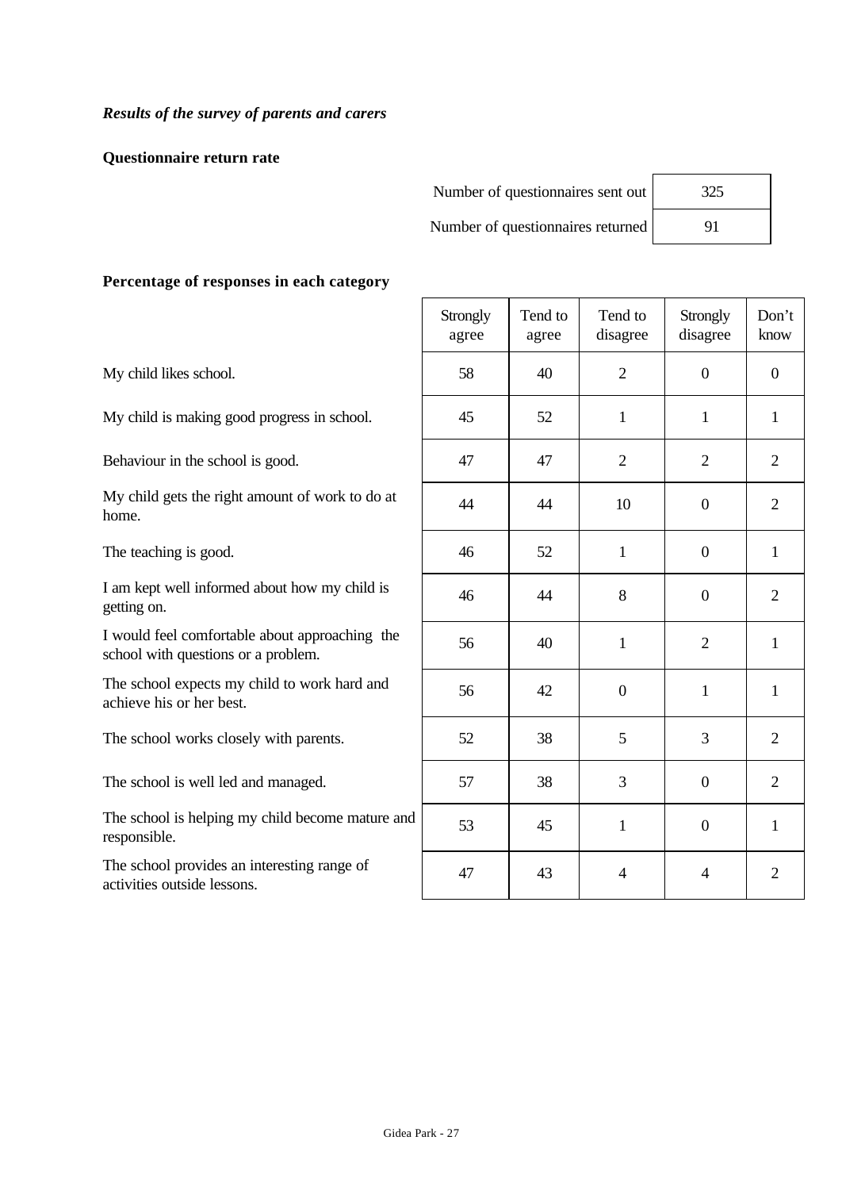***Results of the survey of parents and carers***

**Questionnaire return rate**

| | |
|---|---|
| Number of questionnaires sent out | 325 |
| Number of questionnaires returned | 91 |

**Percentage of responses in each category**

| | Strongly agree | Tend to agree | Tend to disagree | Strongly disagree | Don't know |
|---|---|---|---|---|---|
| My child likes school. | 58 | 40 | 2 | 0 | 0 |
| My child is making good progress in school. | 45 | 52 | 1 | 1 | 1 |
| Behaviour in the school is good. | 47 | 47 | 2 | 2 | 2 |
| My child gets the right amount of work to do at home. | 44 | 44 | 10 | 0 | 2 |
| The teaching is good. | 46 | 52 | 1 | 0 | 1 |
| I am kept well informed about how my child is getting on. | 46 | 44 | 8 | 0 | 2 |
| I would feel comfortable about approaching the school with questions or a problem. | 56 | 40 | 1 | 2 | 1 |
| The school expects my child to work hard and achieve his or her best. | 56 | 42 | 0 | 1 | 1 |
| The school works closely with parents. | 52 | 38 | 5 | 3 | 2 |
| The school is well led and managed. | 57 | 38 | 3 | 0 | 2 |
| The school is helping my child become mature and responsible. | 53 | 45 | 1 | 0 | 1 |
| The school provides an interesting range of activities outside lessons. | 47 | 43 | 4 | 4 | 2 |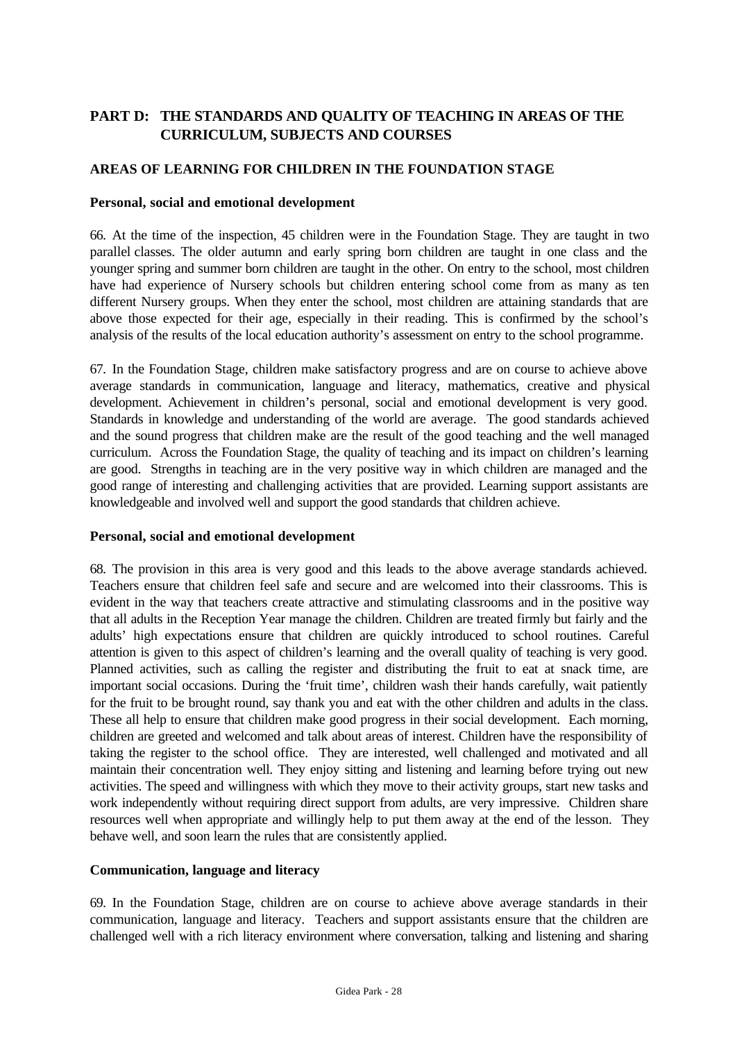## PART D: THE STANDARDS AND QUALITY OF TEACHING IN AREAS OF THE CURRICULUM, SUBJECTS AND COURSES

### AREAS OF LEARNING FOR CHILDREN IN THE FOUNDATION STAGE

#### Personal, social and emotional development

66. At the time of the inspection, 45 children were in the Foundation Stage. They are taught in two parallel classes. The older autumn and early spring born children are taught in one class and the younger spring and summer born children are taught in the other. On entry to the school, most children have had experience of Nursery schools but children entering school come from as many as ten different Nursery groups. When they enter the school, most children are attaining standards that are above those expected for their age, especially in their reading. This is confirmed by the school's analysis of the results of the local education authority's assessment on entry to the school programme.

67. In the Foundation Stage, children make satisfactory progress and are on course to achieve above average standards in communication, language and literacy, mathematics, creative and physical development. Achievement in children's personal, social and emotional development is very good. Standards in knowledge and understanding of the world are average. The good standards achieved and the sound progress that children make are the result of the good teaching and the well managed curriculum. Across the Foundation Stage, the quality of teaching and its impact on children's learning are good. Strengths in teaching are in the very positive way in which children are managed and the good range of interesting and challenging activities that are provided. Learning support assistants are knowledgeable and involved well and support the good standards that children achieve.

#### Personal, social and emotional development

68. The provision in this area is very good and this leads to the above average standards achieved. Teachers ensure that children feel safe and secure and are welcomed into their classrooms. This is evident in the way that teachers create attractive and stimulating classrooms and in the positive way that all adults in the Reception Year manage the children. Children are treated firmly but fairly and the adults' high expectations ensure that children are quickly introduced to school routines. Careful attention is given to this aspect of children's learning and the overall quality of teaching is very good. Planned activities, such as calling the register and distributing the fruit to eat at snack time, are important social occasions. During the 'fruit time', children wash their hands carefully, wait patiently for the fruit to be brought round, say thank you and eat with the other children and adults in the class. These all help to ensure that children make good progress in their social development. Each morning, children are greeted and welcomed and talk about areas of interest. Children have the responsibility of taking the register to the school office. They are interested, well challenged and motivated and all maintain their concentration well. They enjoy sitting and listening and learning before trying out new activities. The speed and willingness with which they move to their activity groups, start new tasks and work independently without requiring direct support from adults, are very impressive. Children share resources well when appropriate and willingly help to put them away at the end of the lesson. They behave well, and soon learn the rules that are consistently applied.

#### Communication, language and literacy

69. In the Foundation Stage, children are on course to achieve above average standards in their communication, language and literacy. Teachers and support assistants ensure that the children are challenged well with a rich literacy environment where conversation, talking and listening and sharing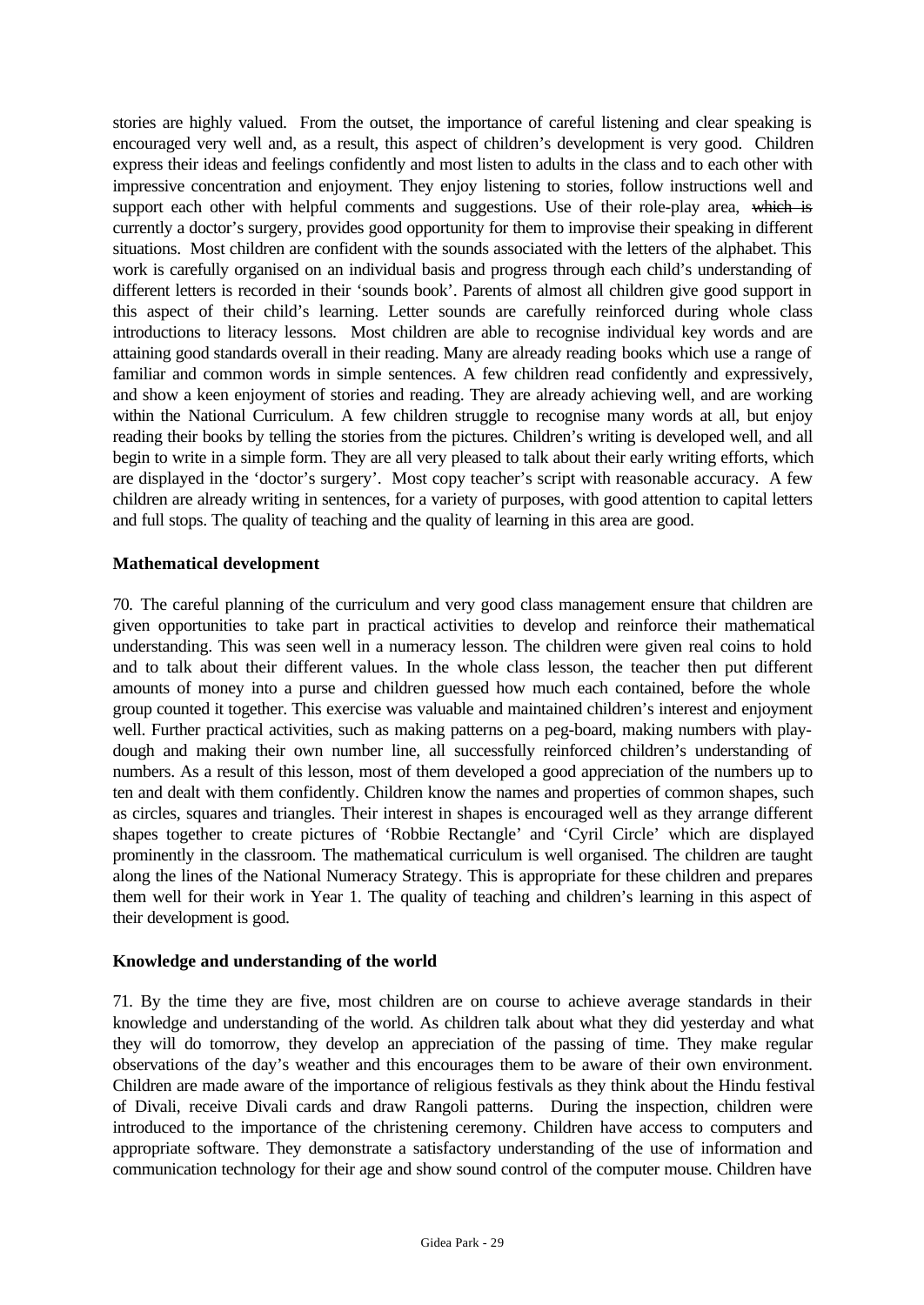stories are highly valued. From the outset, the importance of careful listening and clear speaking is encouraged very well and, as a result, this aspect of children's development is very good. Children express their ideas and feelings confidently and most listen to adults in the class and to each other with impressive concentration and enjoyment. They enjoy listening to stories, follow instructions well and support each other with helpful comments and suggestions. Use of their role-play area, ~~which is~~ currently a doctor's surgery, provides good opportunity for them to improvise their speaking in different situations. Most children are confident with the sounds associated with the letters of the alphabet. This work is carefully organised on an individual basis and progress through each child's understanding of different letters is recorded in their 'sounds book'. Parents of almost all children give good support in this aspect of their child's learning. Letter sounds are carefully reinforced during whole class introductions to literacy lessons. Most children are able to recognise individual key words and are attaining good standards overall in their reading. Many are already reading books which use a range of familiar and common words in simple sentences. A few children read confidently and expressively, and show a keen enjoyment of stories and reading. They are already achieving well, and are working within the National Curriculum. A few children struggle to recognise many words at all, but enjoy reading their books by telling the stories from the pictures. Children's writing is developed well, and all begin to write in a simple form. They are all very pleased to talk about their early writing efforts, which are displayed in the 'doctor's surgery'. Most copy teacher's script with reasonable accuracy. A few children are already writing in sentences, for a variety of purposes, with good attention to capital letters and full stops. The quality of teaching and the quality of learning in this area are good.

### Mathematical development

70. The careful planning of the curriculum and very good class management ensure that children are given opportunities to take part in practical activities to develop and reinforce their mathematical understanding. This was seen well in a numeracy lesson. The children were given real coins to hold and to talk about their different values. In the whole class lesson, the teacher then put different amounts of money into a purse and children guessed how much each contained, before the whole group counted it together. This exercise was valuable and maintained children's interest and enjoyment well. Further practical activities, such as making patterns on a peg-board, making numbers with play-dough and making their own number line, all successfully reinforced children's understanding of numbers. As a result of this lesson, most of them developed a good appreciation of the numbers up to ten and dealt with them confidently. Children know the names and properties of common shapes, such as circles, squares and triangles. Their interest in shapes is encouraged well as they arrange different shapes together to create pictures of 'Robbie Rectangle' and 'Cyril Circle' which are displayed prominently in the classroom. The mathematical curriculum is well organised. The children are taught along the lines of the National Numeracy Strategy. This is appropriate for these children and prepares them well for their work in Year 1. The quality of teaching and children's learning in this aspect of their development is good.

### Knowledge and understanding of the world

71. By the time they are five, most children are on course to achieve average standards in their knowledge and understanding of the world. As children talk about what they did yesterday and what they will do tomorrow, they develop an appreciation of the passing of time. They make regular observations of the day's weather and this encourages them to be aware of their own environment. Children are made aware of the importance of religious festivals as they think about the Hindu festival of Divali, receive Divali cards and draw Rangoli patterns. During the inspection, children were introduced to the importance of the christening ceremony. Children have access to computers and appropriate software. They demonstrate a satisfactory understanding of the use of information and communication technology for their age and show sound control of the computer mouse. Children have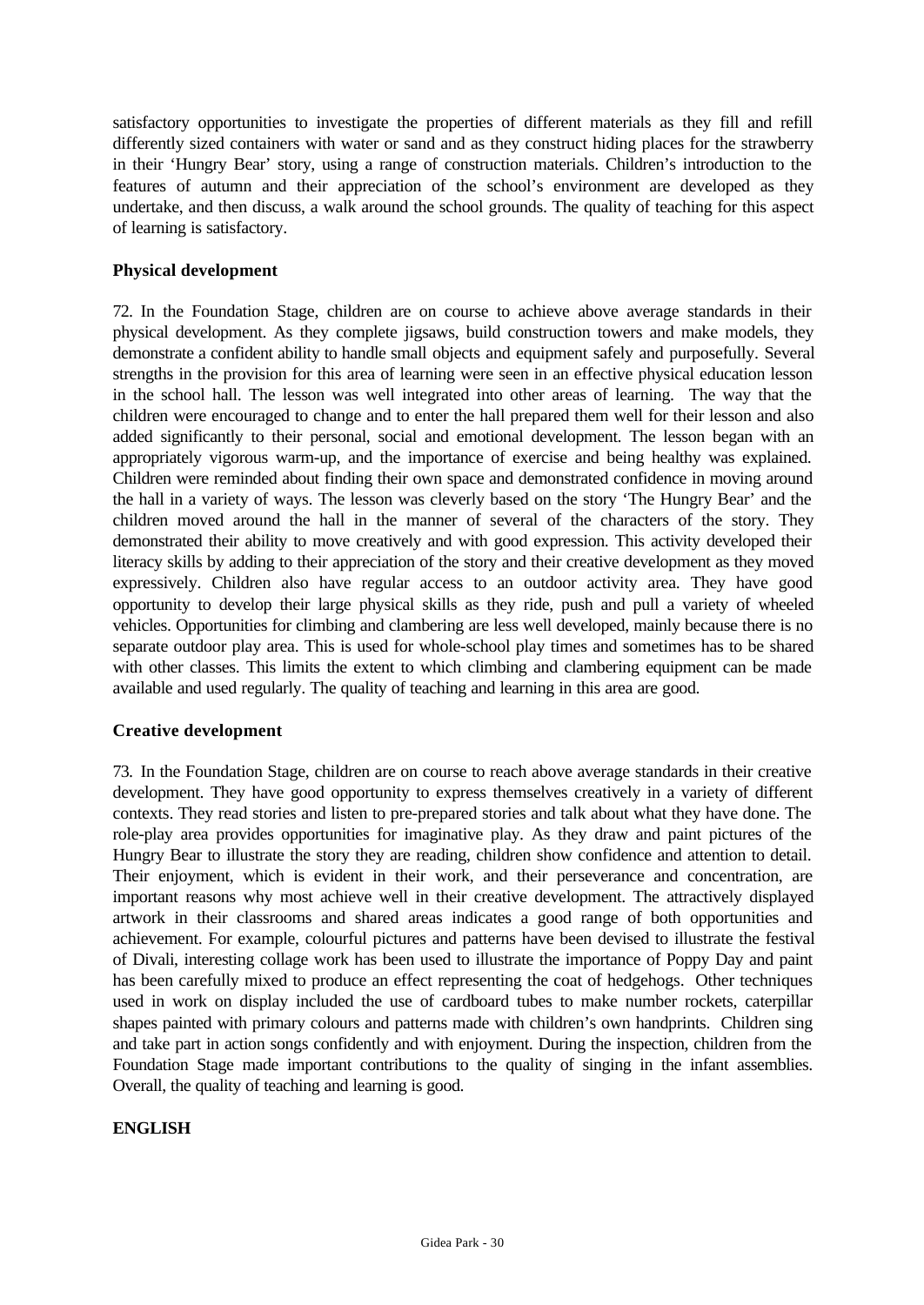satisfactory opportunities to investigate the properties of different materials as they fill and refill differently sized containers with water or sand and as they construct hiding places for the strawberry in their 'Hungry Bear' story, using a range of construction materials. Children's introduction to the features of autumn and their appreciation of the school's environment are developed as they undertake, and then discuss, a walk around the school grounds. The quality of teaching for this aspect of learning is satisfactory.

### Physical development

72. In the Foundation Stage, children are on course to achieve above average standards in their physical development. As they complete jigsaws, build construction towers and make models, they demonstrate a confident ability to handle small objects and equipment safely and purposefully. Several strengths in the provision for this area of learning were seen in an effective physical education lesson in the school hall. The lesson was well integrated into other areas of learning. The way that the children were encouraged to change and to enter the hall prepared them well for their lesson and also added significantly to their personal, social and emotional development. The lesson began with an appropriately vigorous warm-up, and the importance of exercise and being healthy was explained. Children were reminded about finding their own space and demonstrated confidence in moving around the hall in a variety of ways. The lesson was cleverly based on the story 'The Hungry Bear' and the children moved around the hall in the manner of several of the characters of the story. They demonstrated their ability to move creatively and with good expression. This activity developed their literacy skills by adding to their appreciation of the story and their creative development as they moved expressively. Children also have regular access to an outdoor activity area. They have good opportunity to develop their large physical skills as they ride, push and pull a variety of wheeled vehicles. Opportunities for climbing and clambering are less well developed, mainly because there is no separate outdoor play area. This is used for whole-school play times and sometimes has to be shared with other classes. This limits the extent to which climbing and clambering equipment can be made available and used regularly. The quality of teaching and learning in this area are good.

### Creative development

73. In the Foundation Stage, children are on course to reach above average standards in their creative development. They have good opportunity to express themselves creatively in a variety of different contexts. They read stories and listen to pre-prepared stories and talk about what they have done. The role-play area provides opportunities for imaginative play. As they draw and paint pictures of the Hungry Bear to illustrate the story they are reading, children show confidence and attention to detail. Their enjoyment, which is evident in their work, and their perseverance and concentration, are important reasons why most achieve well in their creative development. The attractively displayed artwork in their classrooms and shared areas indicates a good range of both opportunities and achievement. For example, colourful pictures and patterns have been devised to illustrate the festival of Divali, interesting collage work has been used to illustrate the importance of Poppy Day and paint has been carefully mixed to produce an effect representing the coat of hedgehogs. Other techniques used in work on display included the use of cardboard tubes to make number rockets, caterpillar shapes painted with primary colours and patterns made with children's own handprints. Children sing and take part in action songs confidently and with enjoyment. During the inspection, children from the Foundation Stage made important contributions to the quality of singing in the infant assemblies. Overall, the quality of teaching and learning is good.

## ENGLISH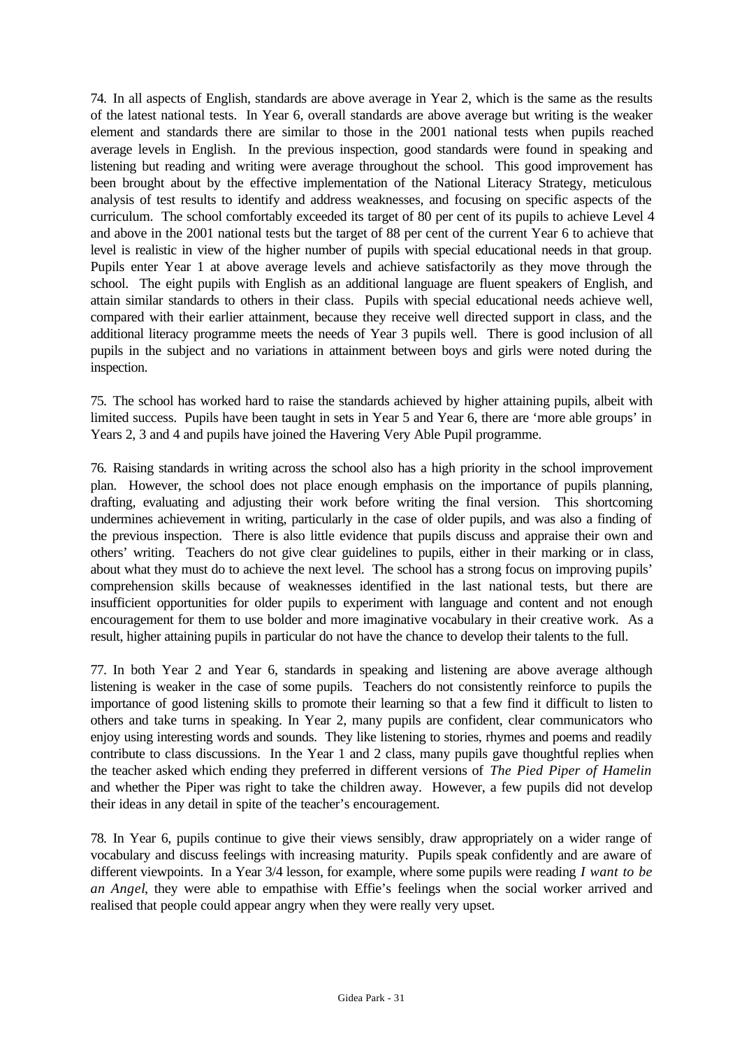74. In all aspects of English, standards are above average in Year 2, which is the same as the results of the latest national tests. In Year 6, overall standards are above average but writing is the weaker element and standards there are similar to those in the 2001 national tests when pupils reached average levels in English. In the previous inspection, good standards were found in speaking and listening but reading and writing were average throughout the school. This good improvement has been brought about by the effective implementation of the National Literacy Strategy, meticulous analysis of test results to identify and address weaknesses, and focusing on specific aspects of the curriculum. The school comfortably exceeded its target of 80 per cent of its pupils to achieve Level 4 and above in the 2001 national tests but the target of 88 per cent of the current Year 6 to achieve that level is realistic in view of the higher number of pupils with special educational needs in that group. Pupils enter Year 1 at above average levels and achieve satisfactorily as they move through the school. The eight pupils with English as an additional language are fluent speakers of English, and attain similar standards to others in their class. Pupils with special educational needs achieve well, compared with their earlier attainment, because they receive well directed support in class, and the additional literacy programme meets the needs of Year 3 pupils well. There is good inclusion of all pupils in the subject and no variations in attainment between boys and girls were noted during the inspection.

75. The school has worked hard to raise the standards achieved by higher attaining pupils, albeit with limited success. Pupils have been taught in sets in Year 5 and Year 6, there are 'more able groups' in Years 2, 3 and 4 and pupils have joined the Havering Very Able Pupil programme.

76. Raising standards in writing across the school also has a high priority in the school improvement plan. However, the school does not place enough emphasis on the importance of pupils planning, drafting, evaluating and adjusting their work before writing the final version. This shortcoming undermines achievement in writing, particularly in the case of older pupils, and was also a finding of the previous inspection. There is also little evidence that pupils discuss and appraise their own and others' writing. Teachers do not give clear guidelines to pupils, either in their marking or in class, about what they must do to achieve the next level. The school has a strong focus on improving pupils' comprehension skills because of weaknesses identified in the last national tests, but there are insufficient opportunities for older pupils to experiment with language and content and not enough encouragement for them to use bolder and more imaginative vocabulary in their creative work. As a result, higher attaining pupils in particular do not have the chance to develop their talents to the full.

77. In both Year 2 and Year 6, standards in speaking and listening are above average although listening is weaker in the case of some pupils. Teachers do not consistently reinforce to pupils the importance of good listening skills to promote their learning so that a few find it difficult to listen to others and take turns in speaking. In Year 2, many pupils are confident, clear communicators who enjoy using interesting words and sounds. They like listening to stories, rhymes and poems and readily contribute to class discussions. In the Year 1 and 2 class, many pupils gave thoughtful replies when the teacher asked which ending they preferred in different versions of *The Pied Piper of Hamelin* and whether the Piper was right to take the children away. However, a few pupils did not develop their ideas in any detail in spite of the teacher's encouragement.

78. In Year 6, pupils continue to give their views sensibly, draw appropriately on a wider range of vocabulary and discuss feelings with increasing maturity. Pupils speak confidently and are aware of different viewpoints. In a Year 3/4 lesson, for example, where some pupils were reading *I want to be an Angel*, they were able to empathise with Effie's feelings when the social worker arrived and realised that people could appear angry when they were really very upset.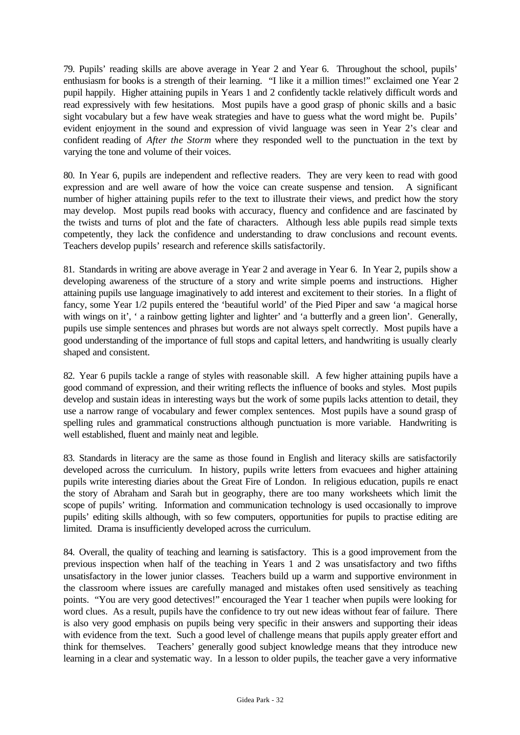79. Pupils' reading skills are above average in Year 2 and Year 6. Throughout the school, pupils' enthusiasm for books is a strength of their learning. "I like it a million times!" exclaimed one Year 2 pupil happily. Higher attaining pupils in Years 1 and 2 confidently tackle relatively difficult words and read expressively with few hesitations. Most pupils have a good grasp of phonic skills and a basic sight vocabulary but a few have weak strategies and have to guess what the word might be. Pupils' evident enjoyment in the sound and expression of vivid language was seen in Year 2's clear and confident reading of *After the Storm* where they responded well to the punctuation in the text by varying the tone and volume of their voices.

80. In Year 6, pupils are independent and reflective readers. They are very keen to read with good expression and are well aware of how the voice can create suspense and tension. A significant number of higher attaining pupils refer to the text to illustrate their views, and predict how the story may develop. Most pupils read books with accuracy, fluency and confidence and are fascinated by the twists and turns of plot and the fate of characters. Although less able pupils read simple texts competently, they lack the confidence and understanding to draw conclusions and recount events. Teachers develop pupils' research and reference skills satisfactorily.

81. Standards in writing are above average in Year 2 and average in Year 6. In Year 2, pupils show a developing awareness of the structure of a story and write simple poems and instructions. Higher attaining pupils use language imaginatively to add interest and excitement to their stories. In a flight of fancy, some Year 1/2 pupils entered the 'beautiful world' of the Pied Piper and saw 'a magical horse with wings on it', ' a rainbow getting lighter and lighter' and 'a butterfly and a green lion'. Generally, pupils use simple sentences and phrases but words are not always spelt correctly. Most pupils have a good understanding of the importance of full stops and capital letters, and handwriting is usually clearly shaped and consistent.

82. Year 6 pupils tackle a range of styles with reasonable skill. A few higher attaining pupils have a good command of expression, and their writing reflects the influence of books and styles. Most pupils develop and sustain ideas in interesting ways but the work of some pupils lacks attention to detail, they use a narrow range of vocabulary and fewer complex sentences. Most pupils have a sound grasp of spelling rules and grammatical constructions although punctuation is more variable. Handwriting is well established, fluent and mainly neat and legible.

83. Standards in literacy are the same as those found in English and literacy skills are satisfactorily developed across the curriculum. In history, pupils write letters from evacuees and higher attaining pupils write interesting diaries about the Great Fire of London. In religious education, pupils re enact the story of Abraham and Sarah but in geography, there are too many worksheets which limit the scope of pupils' writing. Information and communication technology is used occasionally to improve pupils' editing skills although, with so few computers, opportunities for pupils to practise editing are limited. Drama is insufficiently developed across the curriculum.

84. Overall, the quality of teaching and learning is satisfactory. This is a good improvement from the previous inspection when half of the teaching in Years 1 and 2 was unsatisfactory and two fifths unsatisfactory in the lower junior classes. Teachers build up a warm and supportive environment in the classroom where issues are carefully managed and mistakes often used sensitively as teaching points. "You are very good detectives!" encouraged the Year 1 teacher when pupils were looking for word clues. As a result, pupils have the confidence to try out new ideas without fear of failure. There is also very good emphasis on pupils being very specific in their answers and supporting their ideas with evidence from the text. Such a good level of challenge means that pupils apply greater effort and think for themselves. Teachers' generally good subject knowledge means that they introduce new learning in a clear and systematic way. In a lesson to older pupils, the teacher gave a very informative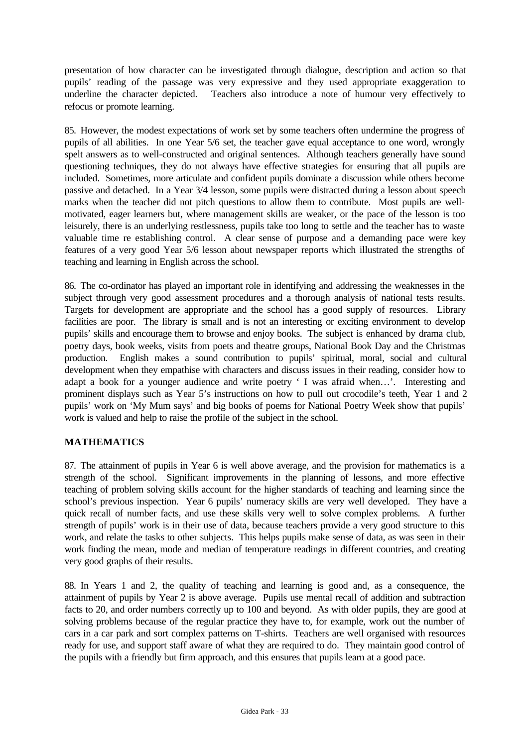presentation of how character can be investigated through dialogue, description and action so that pupils' reading of the passage was very expressive and they used appropriate exaggeration to underline the character depicted. Teachers also introduce a note of humour very effectively to refocus or promote learning.

85. However, the modest expectations of work set by some teachers often undermine the progress of pupils of all abilities. In one Year 5/6 set, the teacher gave equal acceptance to one word, wrongly spelt answers as to well-constructed and original sentences. Although teachers generally have sound questioning techniques, they do not always have effective strategies for ensuring that all pupils are included. Sometimes, more articulate and confident pupils dominate a discussion while others become passive and detached. In a Year 3/4 lesson, some pupils were distracted during a lesson about speech marks when the teacher did not pitch questions to allow them to contribute. Most pupils are well-motivated, eager learners but, where management skills are weaker, or the pace of the lesson is too leisurely, there is an underlying restlessness, pupils take too long to settle and the teacher has to waste valuable time re establishing control. A clear sense of purpose and a demanding pace were key features of a very good Year 5/6 lesson about newspaper reports which illustrated the strengths of teaching and learning in English across the school.

86. The co-ordinator has played an important role in identifying and addressing the weaknesses in the subject through very good assessment procedures and a thorough analysis of national tests results. Targets for development are appropriate and the school has a good supply of resources. Library facilities are poor. The library is small and is not an interesting or exciting environment to develop pupils' skills and encourage them to browse and enjoy books. The subject is enhanced by drama club, poetry days, book weeks, visits from poets and theatre groups, National Book Day and the Christmas production. English makes a sound contribution to pupils' spiritual, moral, social and cultural development when they empathise with characters and discuss issues in their reading, consider how to adapt a book for a younger audience and write poetry ' I was afraid when…'. Interesting and prominent displays such as Year 5's instructions on how to pull out crocodile's teeth, Year 1 and 2 pupils' work on 'My Mum says' and big books of poems for National Poetry Week show that pupils' work is valued and help to raise the profile of the subject in the school.

## MATHEMATICS

87. The attainment of pupils in Year 6 is well above average, and the provision for mathematics is a strength of the school. Significant improvements in the planning of lessons, and more effective teaching of problem solving skills account for the higher standards of teaching and learning since the school's previous inspection. Year 6 pupils' numeracy skills are very well developed. They have a quick recall of number facts, and use these skills very well to solve complex problems. A further strength of pupils' work is in their use of data, because teachers provide a very good structure to this work, and relate the tasks to other subjects. This helps pupils make sense of data, as was seen in their work finding the mean, mode and median of temperature readings in different countries, and creating very good graphs of their results.

88. In Years 1 and 2, the quality of teaching and learning is good and, as a consequence, the attainment of pupils by Year 2 is above average. Pupils use mental recall of addition and subtraction facts to 20, and order numbers correctly up to 100 and beyond. As with older pupils, they are good at solving problems because of the regular practice they have to, for example, work out the number of cars in a car park and sort complex patterns on T-shirts. Teachers are well organised with resources ready for use, and support staff aware of what they are required to do. They maintain good control of the pupils with a friendly but firm approach, and this ensures that pupils learn at a good pace.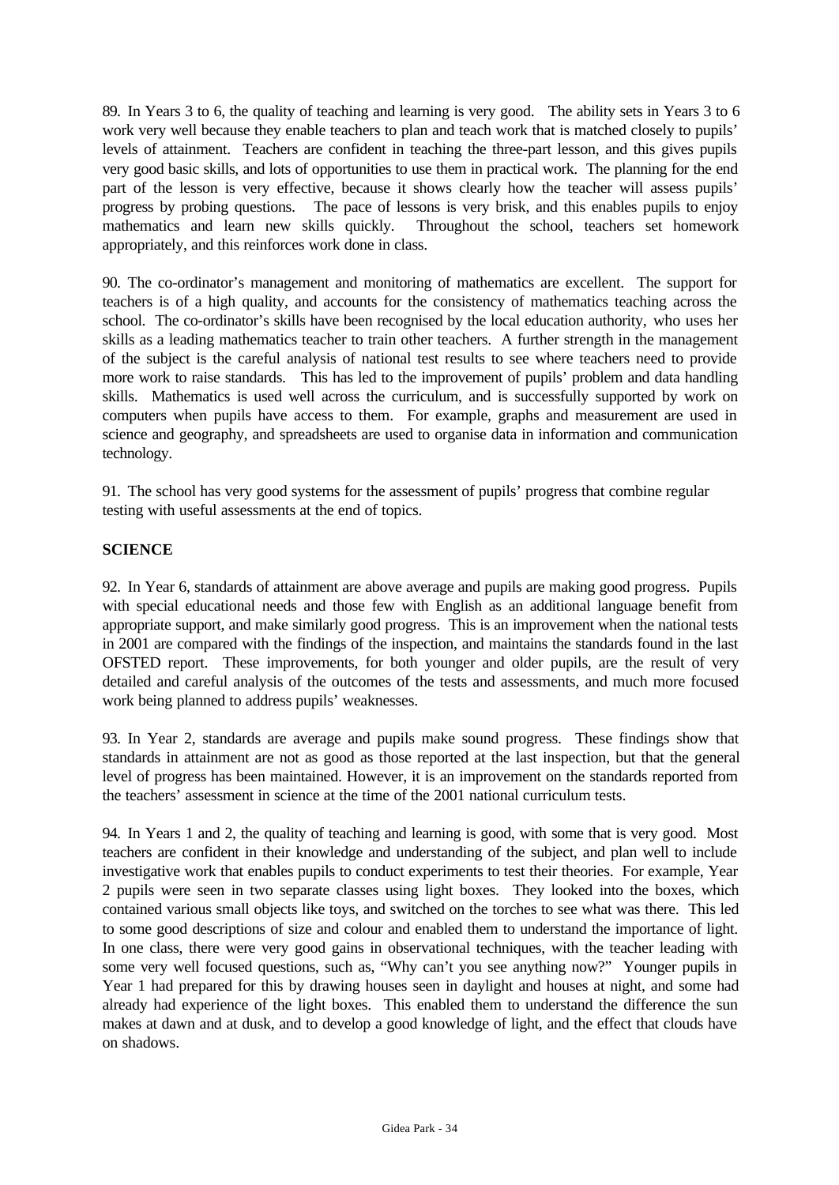89. In Years 3 to 6, the quality of teaching and learning is very good. The ability sets in Years 3 to 6 work very well because they enable teachers to plan and teach work that is matched closely to pupils' levels of attainment. Teachers are confident in teaching the three-part lesson, and this gives pupils very good basic skills, and lots of opportunities to use them in practical work. The planning for the end part of the lesson is very effective, because it shows clearly how the teacher will assess pupils' progress by probing questions. The pace of lessons is very brisk, and this enables pupils to enjoy mathematics and learn new skills quickly. Throughout the school, teachers set homework appropriately, and this reinforces work done in class.

90. The co-ordinator's management and monitoring of mathematics are excellent. The support for teachers is of a high quality, and accounts for the consistency of mathematics teaching across the school. The co-ordinator's skills have been recognised by the local education authority, who uses her skills as a leading mathematics teacher to train other teachers. A further strength in the management of the subject is the careful analysis of national test results to see where teachers need to provide more work to raise standards. This has led to the improvement of pupils' problem and data handling skills. Mathematics is used well across the curriculum, and is successfully supported by work on computers when pupils have access to them. For example, graphs and measurement are used in science and geography, and spreadsheets are used to organise data in information and communication technology.

91. The school has very good systems for the assessment of pupils' progress that combine regular testing with useful assessments at the end of topics.

## SCIENCE

92. In Year 6, standards of attainment are above average and pupils are making good progress. Pupils with special educational needs and those few with English as an additional language benefit from appropriate support, and make similarly good progress. This is an improvement when the national tests in 2001 are compared with the findings of the inspection, and maintains the standards found in the last OFSTED report. These improvements, for both younger and older pupils, are the result of very detailed and careful analysis of the outcomes of the tests and assessments, and much more focused work being planned to address pupils' weaknesses.

93. In Year 2, standards are average and pupils make sound progress. These findings show that standards in attainment are not as good as those reported at the last inspection, but that the general level of progress has been maintained. However, it is an improvement on the standards reported from the teachers' assessment in science at the time of the 2001 national curriculum tests.

94. In Years 1 and 2, the quality of teaching and learning is good, with some that is very good. Most teachers are confident in their knowledge and understanding of the subject, and plan well to include investigative work that enables pupils to conduct experiments to test their theories. For example, Year 2 pupils were seen in two separate classes using light boxes. They looked into the boxes, which contained various small objects like toys, and switched on the torches to see what was there. This led to some good descriptions of size and colour and enabled them to understand the importance of light. In one class, there were very good gains in observational techniques, with the teacher leading with some very well focused questions, such as, "Why can't you see anything now?" Younger pupils in Year 1 had prepared for this by drawing houses seen in daylight and houses at night, and some had already had experience of the light boxes. This enabled them to understand the difference the sun makes at dawn and at dusk, and to develop a good knowledge of light, and the effect that clouds have on shadows.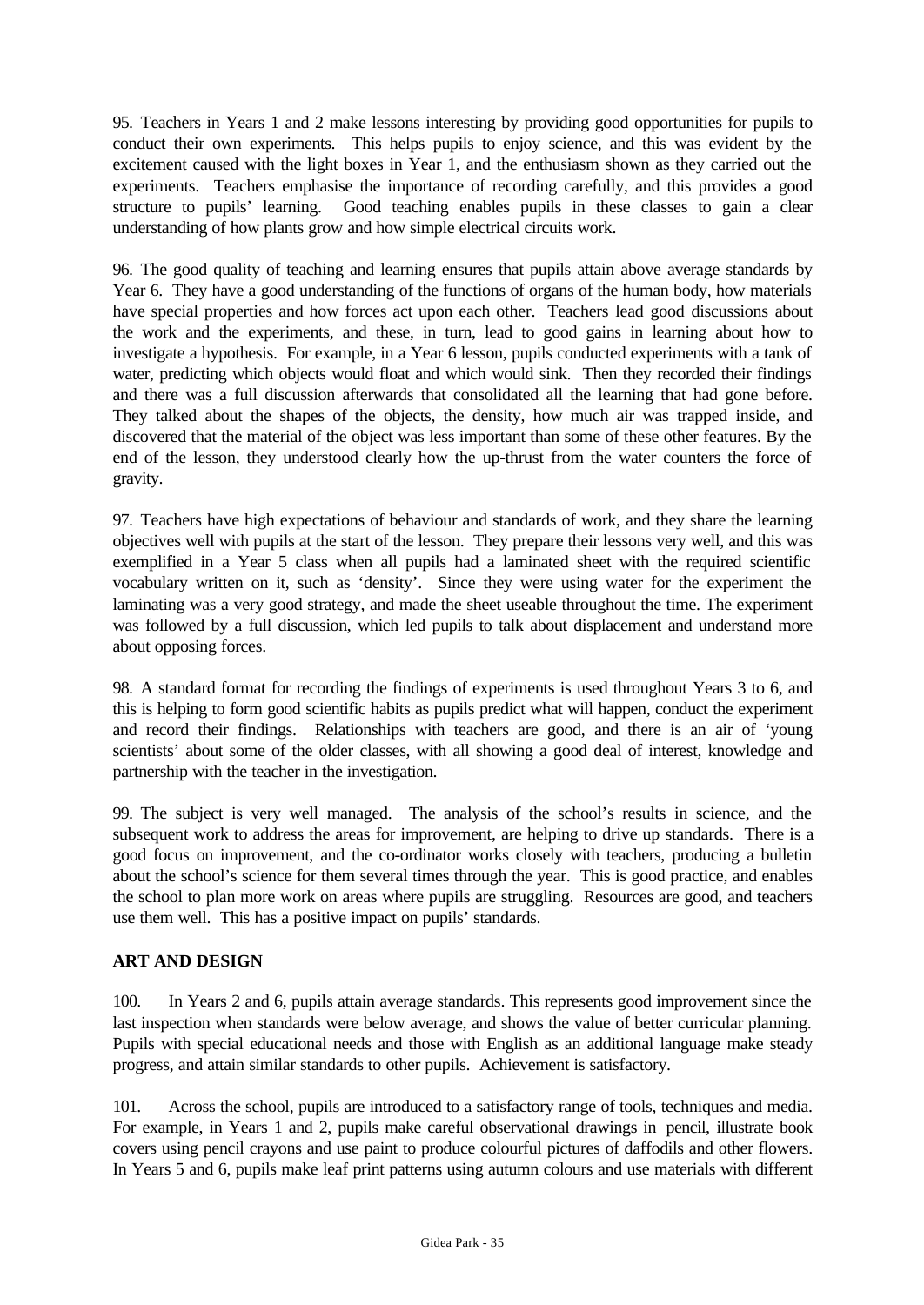95. Teachers in Years 1 and 2 make lessons interesting by providing good opportunities for pupils to conduct their own experiments. This helps pupils to enjoy science, and this was evident by the excitement caused with the light boxes in Year 1, and the enthusiasm shown as they carried out the experiments. Teachers emphasise the importance of recording carefully, and this provides a good structure to pupils' learning. Good teaching enables pupils in these classes to gain a clear understanding of how plants grow and how simple electrical circuits work.

96. The good quality of teaching and learning ensures that pupils attain above average standards by Year 6. They have a good understanding of the functions of organs of the human body, how materials have special properties and how forces act upon each other. Teachers lead good discussions about the work and the experiments, and these, in turn, lead to good gains in learning about how to investigate a hypothesis. For example, in a Year 6 lesson, pupils conducted experiments with a tank of water, predicting which objects would float and which would sink. Then they recorded their findings and there was a full discussion afterwards that consolidated all the learning that had gone before. They talked about the shapes of the objects, the density, how much air was trapped inside, and discovered that the material of the object was less important than some of these other features. By the end of the lesson, they understood clearly how the up-thrust from the water counters the force of gravity.

97. Teachers have high expectations of behaviour and standards of work, and they share the learning objectives well with pupils at the start of the lesson. They prepare their lessons very well, and this was exemplified in a Year 5 class when all pupils had a laminated sheet with the required scientific vocabulary written on it, such as 'density'. Since they were using water for the experiment the laminating was a very good strategy, and made the sheet useable throughout the time. The experiment was followed by a full discussion, which led pupils to talk about displacement and understand more about opposing forces.

98. A standard format for recording the findings of experiments is used throughout Years 3 to 6, and this is helping to form good scientific habits as pupils predict what will happen, conduct the experiment and record their findings. Relationships with teachers are good, and there is an air of 'young scientists' about some of the older classes, with all showing a good deal of interest, knowledge and partnership with the teacher in the investigation.

99. The subject is very well managed. The analysis of the school's results in science, and the subsequent work to address the areas for improvement, are helping to drive up standards. There is a good focus on improvement, and the co-ordinator works closely with teachers, producing a bulletin about the school's science for them several times through the year. This is good practice, and enables the school to plan more work on areas where pupils are struggling. Resources are good, and teachers use them well. This has a positive impact on pupils' standards.

## ART AND DESIGN

100. In Years 2 and 6, pupils attain average standards. This represents good improvement since the last inspection when standards were below average, and shows the value of better curricular planning. Pupils with special educational needs and those with English as an additional language make steady progress, and attain similar standards to other pupils. Achievement is satisfactory.

101. Across the school, pupils are introduced to a satisfactory range of tools, techniques and media. For example, in Years 1 and 2, pupils make careful observational drawings in pencil, illustrate book covers using pencil crayons and use paint to produce colourful pictures of daffodils and other flowers. In Years 5 and 6, pupils make leaf print patterns using autumn colours and use materials with different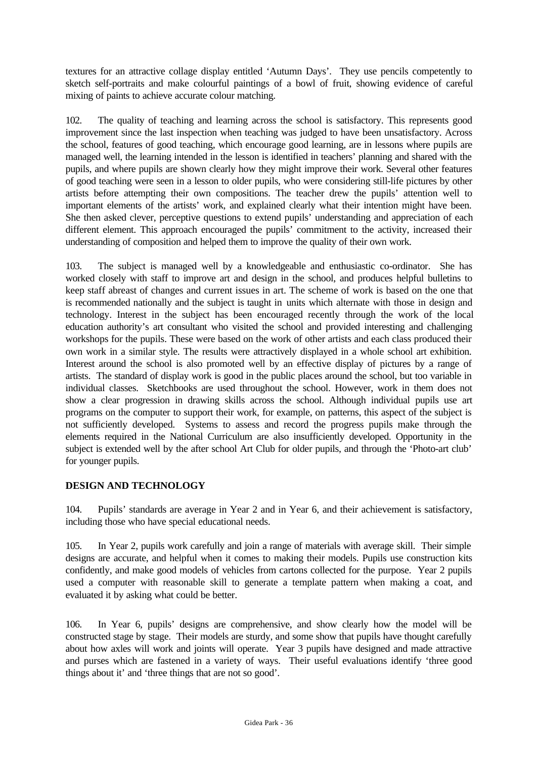textures for an attractive collage display entitled 'Autumn Days'. They use pencils competently to sketch self-portraits and make colourful paintings of a bowl of fruit, showing evidence of careful mixing of paints to achieve accurate colour matching.

102. The quality of teaching and learning across the school is satisfactory. This represents good improvement since the last inspection when teaching was judged to have been unsatisfactory. Across the school, features of good teaching, which encourage good learning, are in lessons where pupils are managed well, the learning intended in the lesson is identified in teachers' planning and shared with the pupils, and where pupils are shown clearly how they might improve their work. Several other features of good teaching were seen in a lesson to older pupils, who were considering still-life pictures by other artists before attempting their own compositions. The teacher drew the pupils' attention well to important elements of the artists' work, and explained clearly what their intention might have been. She then asked clever, perceptive questions to extend pupils' understanding and appreciation of each different element. This approach encouraged the pupils' commitment to the activity, increased their understanding of composition and helped them to improve the quality of their own work.

103. The subject is managed well by a knowledgeable and enthusiastic co-ordinator. She has worked closely with staff to improve art and design in the school, and produces helpful bulletins to keep staff abreast of changes and current issues in art. The scheme of work is based on the one that is recommended nationally and the subject is taught in units which alternate with those in design and technology. Interest in the subject has been encouraged recently through the work of the local education authority's art consultant who visited the school and provided interesting and challenging workshops for the pupils. These were based on the work of other artists and each class produced their own work in a similar style. The results were attractively displayed in a whole school art exhibition. Interest around the school is also promoted well by an effective display of pictures by a range of artists. The standard of display work is good in the public places around the school, but too variable in individual classes. Sketchbooks are used throughout the school. However, work in them does not show a clear progression in drawing skills across the school. Although individual pupils use art programs on the computer to support their work, for example, on patterns, this aspect of the subject is not sufficiently developed. Systems to assess and record the progress pupils make through the elements required in the National Curriculum are also insufficiently developed. Opportunity in the subject is extended well by the after school Art Club for older pupils, and through the 'Photo-art club' for younger pupils.

## DESIGN AND TECHNOLOGY

104. Pupils' standards are average in Year 2 and in Year 6, and their achievement is satisfactory, including those who have special educational needs.

105. In Year 2, pupils work carefully and join a range of materials with average skill. Their simple designs are accurate, and helpful when it comes to making their models. Pupils use construction kits confidently, and make good models of vehicles from cartons collected for the purpose. Year 2 pupils used a computer with reasonable skill to generate a template pattern when making a coat, and evaluated it by asking what could be better.

106. In Year 6, pupils' designs are comprehensive, and show clearly how the model will be constructed stage by stage. Their models are sturdy, and some show that pupils have thought carefully about how axles will work and joints will operate. Year 3 pupils have designed and made attractive and purses which are fastened in a variety of ways. Their useful evaluations identify 'three good things about it' and 'three things that are not so good'.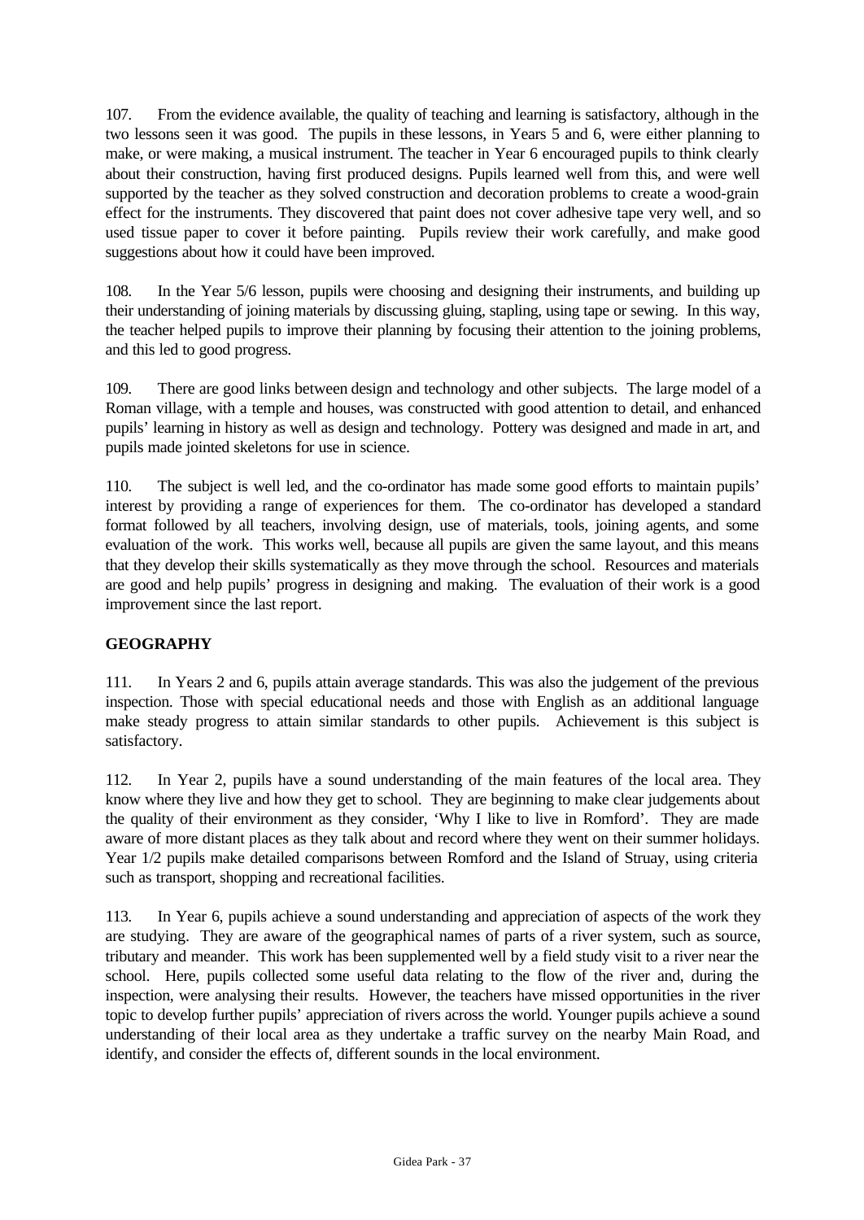107. From the evidence available, the quality of teaching and learning is satisfactory, although in the two lessons seen it was good. The pupils in these lessons, in Years 5 and 6, were either planning to make, or were making, a musical instrument. The teacher in Year 6 encouraged pupils to think clearly about their construction, having first produced designs. Pupils learned well from this, and were well supported by the teacher as they solved construction and decoration problems to create a wood-grain effect for the instruments. They discovered that paint does not cover adhesive tape very well, and so used tissue paper to cover it before painting. Pupils review their work carefully, and make good suggestions about how it could have been improved.

108. In the Year 5/6 lesson, pupils were choosing and designing their instruments, and building up their understanding of joining materials by discussing gluing, stapling, using tape or sewing. In this way, the teacher helped pupils to improve their planning by focusing their attention to the joining problems, and this led to good progress.

109. There are good links between design and technology and other subjects. The large model of a Roman village, with a temple and houses, was constructed with good attention to detail, and enhanced pupils' learning in history as well as design and technology. Pottery was designed and made in art, and pupils made jointed skeletons for use in science.

110. The subject is well led, and the co-ordinator has made some good efforts to maintain pupils' interest by providing a range of experiences for them. The co-ordinator has developed a standard format followed by all teachers, involving design, use of materials, tools, joining agents, and some evaluation of the work. This works well, because all pupils are given the same layout, and this means that they develop their skills systematically as they move through the school. Resources and materials are good and help pupils' progress in designing and making. The evaluation of their work is a good improvement since the last report.

## GEOGRAPHY

111. In Years 2 and 6, pupils attain average standards. This was also the judgement of the previous inspection. Those with special educational needs and those with English as an additional language make steady progress to attain similar standards to other pupils. Achievement is this subject is satisfactory.

112. In Year 2, pupils have a sound understanding of the main features of the local area. They know where they live and how they get to school. They are beginning to make clear judgements about the quality of their environment as they consider, 'Why I like to live in Romford'. They are made aware of more distant places as they talk about and record where they went on their summer holidays. Year 1/2 pupils make detailed comparisons between Romford and the Island of Struay, using criteria such as transport, shopping and recreational facilities.

113. In Year 6, pupils achieve a sound understanding and appreciation of aspects of the work they are studying. They are aware of the geographical names of parts of a river system, such as source, tributary and meander. This work has been supplemented well by a field study visit to a river near the school. Here, pupils collected some useful data relating to the flow of the river and, during the inspection, were analysing their results. However, the teachers have missed opportunities in the river topic to develop further pupils' appreciation of rivers across the world. Younger pupils achieve a sound understanding of their local area as they undertake a traffic survey on the nearby Main Road, and identify, and consider the effects of, different sounds in the local environment.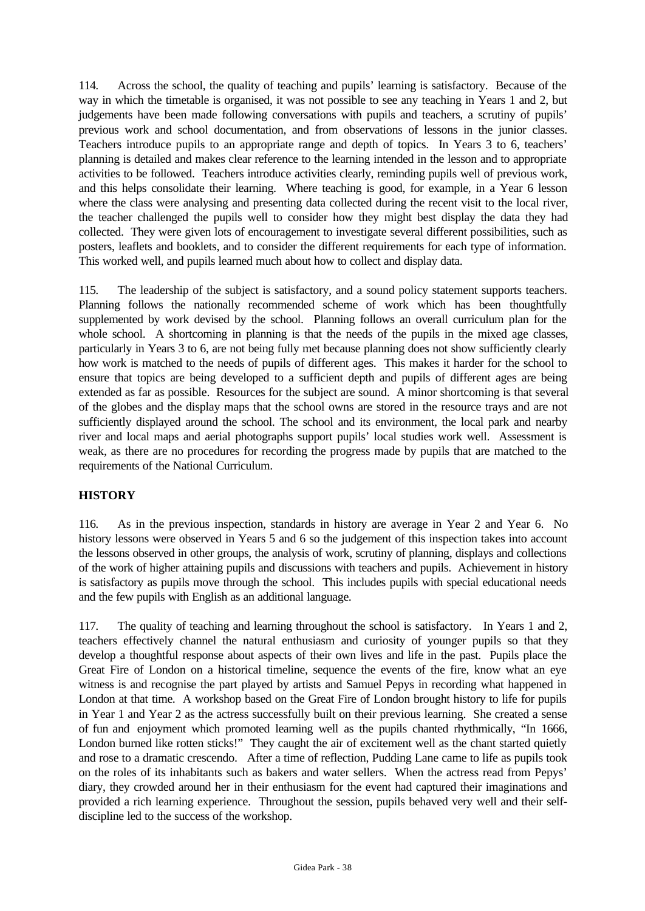114. Across the school, the quality of teaching and pupils' learning is satisfactory. Because of the way in which the timetable is organised, it was not possible to see any teaching in Years 1 and 2, but judgements have been made following conversations with pupils and teachers, a scrutiny of pupils' previous work and school documentation, and from observations of lessons in the junior classes. Teachers introduce pupils to an appropriate range and depth of topics. In Years 3 to 6, teachers' planning is detailed and makes clear reference to the learning intended in the lesson and to appropriate activities to be followed. Teachers introduce activities clearly, reminding pupils well of previous work, and this helps consolidate their learning. Where teaching is good, for example, in a Year 6 lesson where the class were analysing and presenting data collected during the recent visit to the local river, the teacher challenged the pupils well to consider how they might best display the data they had collected. They were given lots of encouragement to investigate several different possibilities, such as posters, leaflets and booklets, and to consider the different requirements for each type of information. This worked well, and pupils learned much about how to collect and display data.

115. The leadership of the subject is satisfactory, and a sound policy statement supports teachers. Planning follows the nationally recommended scheme of work which has been thoughtfully supplemented by work devised by the school. Planning follows an overall curriculum plan for the whole school. A shortcoming in planning is that the needs of the pupils in the mixed age classes, particularly in Years 3 to 6, are not being fully met because planning does not show sufficiently clearly how work is matched to the needs of pupils of different ages. This makes it harder for the school to ensure that topics are being developed to a sufficient depth and pupils of different ages are being extended as far as possible. Resources for the subject are sound. A minor shortcoming is that several of the globes and the display maps that the school owns are stored in the resource trays and are not sufficiently displayed around the school. The school and its environment, the local park and nearby river and local maps and aerial photographs support pupils' local studies work well. Assessment is weak, as there are no procedures for recording the progress made by pupils that are matched to the requirements of the National Curriculum.

## HISTORY

116. As in the previous inspection, standards in history are average in Year 2 and Year 6. No history lessons were observed in Years 5 and 6 so the judgement of this inspection takes into account the lessons observed in other groups, the analysis of work, scrutiny of planning, displays and collections of the work of higher attaining pupils and discussions with teachers and pupils. Achievement in history is satisfactory as pupils move through the school. This includes pupils with special educational needs and the few pupils with English as an additional language.

117. The quality of teaching and learning throughout the school is satisfactory. In Years 1 and 2, teachers effectively channel the natural enthusiasm and curiosity of younger pupils so that they develop a thoughtful response about aspects of their own lives and life in the past. Pupils place the Great Fire of London on a historical timeline, sequence the events of the fire, know what an eye witness is and recognise the part played by artists and Samuel Pepys in recording what happened in London at that time. A workshop based on the Great Fire of London brought history to life for pupils in Year 1 and Year 2 as the actress successfully built on their previous learning. She created a sense of fun and enjoyment which promoted learning well as the pupils chanted rhythmically, "In 1666, London burned like rotten sticks!" They caught the air of excitement well as the chant started quietly and rose to a dramatic crescendo. After a time of reflection, Pudding Lane came to life as pupils took on the roles of its inhabitants such as bakers and water sellers. When the actress read from Pepys' diary, they crowded around her in their enthusiasm for the event had captured their imaginations and provided a rich learning experience. Throughout the session, pupils behaved very well and their self-discipline led to the success of the workshop.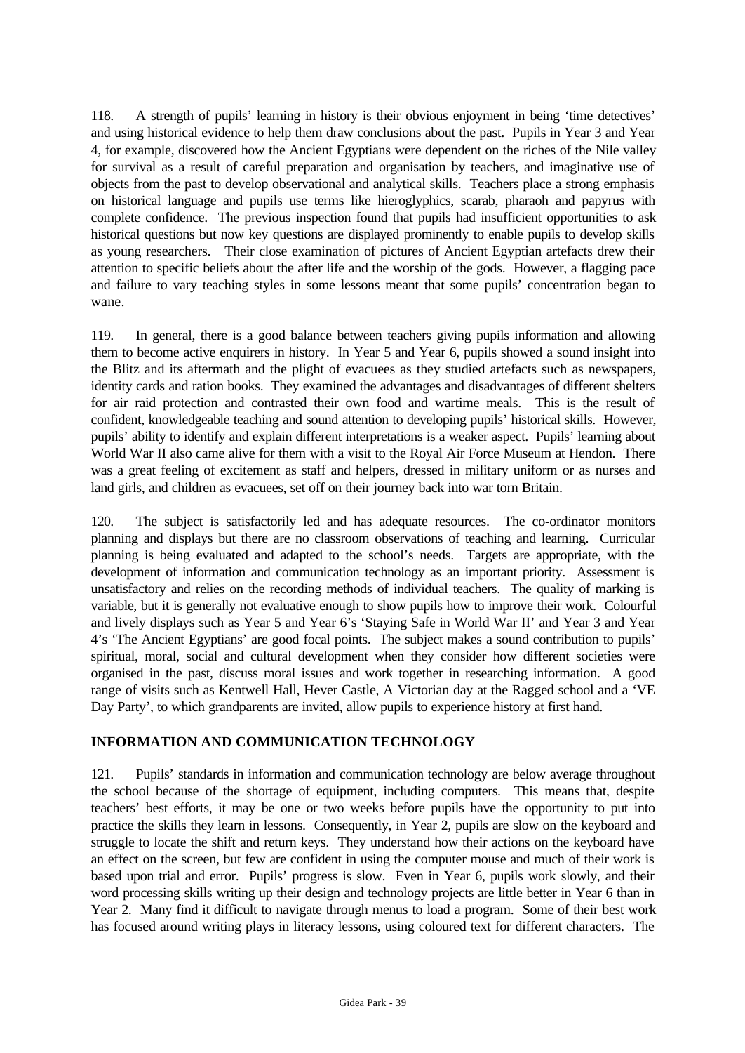118. A strength of pupils' learning in history is their obvious enjoyment in being 'time detectives' and using historical evidence to help them draw conclusions about the past. Pupils in Year 3 and Year 4, for example, discovered how the Ancient Egyptians were dependent on the riches of the Nile valley for survival as a result of careful preparation and organisation by teachers, and imaginative use of objects from the past to develop observational and analytical skills. Teachers place a strong emphasis on historical language and pupils use terms like hieroglyphics, scarab, pharaoh and papyrus with complete confidence. The previous inspection found that pupils had insufficient opportunities to ask historical questions but now key questions are displayed prominently to enable pupils to develop skills as young researchers. Their close examination of pictures of Ancient Egyptian artefacts drew their attention to specific beliefs about the after life and the worship of the gods. However, a flagging pace and failure to vary teaching styles in some lessons meant that some pupils' concentration began to wane.

119. In general, there is a good balance between teachers giving pupils information and allowing them to become active enquirers in history. In Year 5 and Year 6, pupils showed a sound insight into the Blitz and its aftermath and the plight of evacuees as they studied artefacts such as newspapers, identity cards and ration books. They examined the advantages and disadvantages of different shelters for air raid protection and contrasted their own food and wartime meals. This is the result of confident, knowledgeable teaching and sound attention to developing pupils' historical skills. However, pupils' ability to identify and explain different interpretations is a weaker aspect. Pupils' learning about World War II also came alive for them with a visit to the Royal Air Force Museum at Hendon. There was a great feeling of excitement as staff and helpers, dressed in military uniform or as nurses and land girls, and children as evacuees, set off on their journey back into war torn Britain.

120. The subject is satisfactorily led and has adequate resources. The co-ordinator monitors planning and displays but there are no classroom observations of teaching and learning. Curricular planning is being evaluated and adapted to the school's needs. Targets are appropriate, with the development of information and communication technology as an important priority. Assessment is unsatisfactory and relies on the recording methods of individual teachers. The quality of marking is variable, but it is generally not evaluative enough to show pupils how to improve their work. Colourful and lively displays such as Year 5 and Year 6's 'Staying Safe in World War II' and Year 3 and Year 4's 'The Ancient Egyptians' are good focal points. The subject makes a sound contribution to pupils' spiritual, moral, social and cultural development when they consider how different societies were organised in the past, discuss moral issues and work together in researching information. A good range of visits such as Kentwell Hall, Hever Castle, A Victorian day at the Ragged school and a 'VE Day Party', to which grandparents are invited, allow pupils to experience history at first hand.

## INFORMATION AND COMMUNICATION TECHNOLOGY

121. Pupils' standards in information and communication technology are below average throughout the school because of the shortage of equipment, including computers. This means that, despite teachers' best efforts, it may be one or two weeks before pupils have the opportunity to put into practice the skills they learn in lessons. Consequently, in Year 2, pupils are slow on the keyboard and struggle to locate the shift and return keys. They understand how their actions on the keyboard have an effect on the screen, but few are confident in using the computer mouse and much of their work is based upon trial and error. Pupils' progress is slow. Even in Year 6, pupils work slowly, and their word processing skills writing up their design and technology projects are little better in Year 6 than in Year 2. Many find it difficult to navigate through menus to load a program. Some of their best work has focused around writing plays in literacy lessons, using coloured text for different characters. The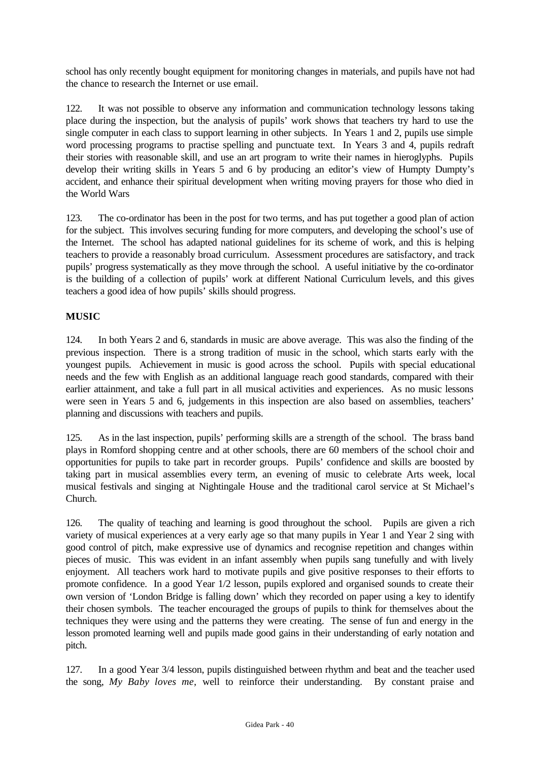school has only recently bought equipment for monitoring changes in materials, and pupils have not had the chance to research the Internet or use email.

122. It was not possible to observe any information and communication technology lessons taking place during the inspection, but the analysis of pupils' work shows that teachers try hard to use the single computer in each class to support learning in other subjects. In Years 1 and 2, pupils use simple word processing programs to practise spelling and punctuate text. In Years 3 and 4, pupils redraft their stories with reasonable skill, and use an art program to write their names in hieroglyphs. Pupils develop their writing skills in Years 5 and 6 by producing an editor's view of Humpty Dumpty's accident, and enhance their spiritual development when writing moving prayers for those who died in the World Wars

123. The co-ordinator has been in the post for two terms, and has put together a good plan of action for the subject. This involves securing funding for more computers, and developing the school's use of the Internet. The school has adapted national guidelines for its scheme of work, and this is helping teachers to provide a reasonably broad curriculum. Assessment procedures are satisfactory, and track pupils' progress systematically as they move through the school. A useful initiative by the co-ordinator is the building of a collection of pupils' work at different National Curriculum levels, and this gives teachers a good idea of how pupils' skills should progress.

**MUSIC**

124. In both Years 2 and 6, standards in music are above average. This was also the finding of the previous inspection. There is a strong tradition of music in the school, which starts early with the youngest pupils. Achievement in music is good across the school. Pupils with special educational needs and the few with English as an additional language reach good standards, compared with their earlier attainment, and take a full part in all musical activities and experiences. As no music lessons were seen in Years 5 and 6, judgements in this inspection are also based on assemblies, teachers' planning and discussions with teachers and pupils.

125. As in the last inspection, pupils' performing skills are a strength of the school. The brass band plays in Romford shopping centre and at other schools, there are 60 members of the school choir and opportunities for pupils to take part in recorder groups. Pupils' confidence and skills are boosted by taking part in musical assemblies every term, an evening of music to celebrate Arts week, local musical festivals and singing at Nightingale House and the traditional carol service at St Michael's Church.

126. The quality of teaching and learning is good throughout the school. Pupils are given a rich variety of musical experiences at a very early age so that many pupils in Year 1 and Year 2 sing with good control of pitch, make expressive use of dynamics and recognise repetition and changes within pieces of music. This was evident in an infant assembly when pupils sang tunefully and with lively enjoyment. All teachers work hard to motivate pupils and give positive responses to their efforts to promote confidence. In a good Year 1/2 lesson, pupils explored and organised sounds to create their own version of 'London Bridge is falling down' which they recorded on paper using a key to identify their chosen symbols. The teacher encouraged the groups of pupils to think for themselves about the techniques they were using and the patterns they were creating. The sense of fun and energy in the lesson promoted learning well and pupils made good gains in their understanding of early notation and pitch.

127. In a good Year 3/4 lesson, pupils distinguished between rhythm and beat and the teacher used the song, *My Baby loves me,* well to reinforce their understanding. By constant praise and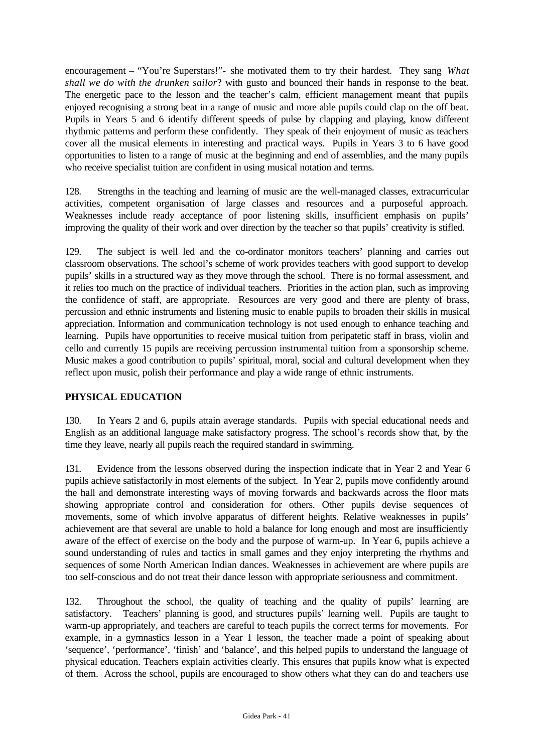encouragement – "You're Superstars!"- she motivated them to try their hardest. They sang *What shall we do with the drunken sailor*? with gusto and bounced their hands in response to the beat. The energetic pace to the lesson and the teacher's calm, efficient management meant that pupils enjoyed recognising a strong beat in a range of music and more able pupils could clap on the off beat. Pupils in Years 5 and 6 identify different speeds of pulse by clapping and playing, know different rhythmic patterns and perform these confidently. They speak of their enjoyment of music as teachers cover all the musical elements in interesting and practical ways. Pupils in Years 3 to 6 have good opportunities to listen to a range of music at the beginning and end of assemblies, and the many pupils who receive specialist tuition are confident in using musical notation and terms.

128. Strengths in the teaching and learning of music are the well-managed classes, extracurricular activities, competent organisation of large classes and resources and a purposeful approach. Weaknesses include ready acceptance of poor listening skills, insufficient emphasis on pupils' improving the quality of their work and over direction by the teacher so that pupils' creativity is stifled.

129. The subject is well led and the co-ordinator monitors teachers' planning and carries out classroom observations. The school's scheme of work provides teachers with good support to develop pupils' skills in a structured way as they move through the school. There is no formal assessment, and it relies too much on the practice of individual teachers. Priorities in the action plan, such as improving the confidence of staff, are appropriate. Resources are very good and there are plenty of brass, percussion and ethnic instruments and listening music to enable pupils to broaden their skills in musical appreciation. Information and communication technology is not used enough to enhance teaching and learning. Pupils have opportunities to receive musical tuition from peripatetic staff in brass, violin and cello and currently 15 pupils are receiving percussion instrumental tuition from a sponsorship scheme. Music makes a good contribution to pupils' spiritual, moral, social and cultural development when they reflect upon music, polish their performance and play a wide range of ethnic instruments.

## PHYSICAL EDUCATION

130. In Years 2 and 6, pupils attain average standards. Pupils with special educational needs and English as an additional language make satisfactory progress. The school's records show that, by the time they leave, nearly all pupils reach the required standard in swimming.

131. Evidence from the lessons observed during the inspection indicate that in Year 2 and Year 6 pupils achieve satisfactorily in most elements of the subject. In Year 2, pupils move confidently around the hall and demonstrate interesting ways of moving forwards and backwards across the floor mats showing appropriate control and consideration for others. Other pupils devise sequences of movements, some of which involve apparatus of different heights. Relative weaknesses in pupils' achievement are that several are unable to hold a balance for long enough and most are insufficiently aware of the effect of exercise on the body and the purpose of warm-up. In Year 6, pupils achieve a sound understanding of rules and tactics in small games and they enjoy interpreting the rhythms and sequences of some North American Indian dances. Weaknesses in achievement are where pupils are too self-conscious and do not treat their dance lesson with appropriate seriousness and commitment.

132. Throughout the school, the quality of teaching and the quality of pupils' learning are satisfactory. Teachers' planning is good, and structures pupils' learning well. Pupils are taught to warm-up appropriately, and teachers are careful to teach pupils the correct terms for movements. For example, in a gymnastics lesson in a Year 1 lesson, the teacher made a point of speaking about 'sequence', 'performance', 'finish' and 'balance', and this helped pupils to understand the language of physical education. Teachers explain activities clearly. This ensures that pupils know what is expected of them. Across the school, pupils are encouraged to show others what they can do and teachers use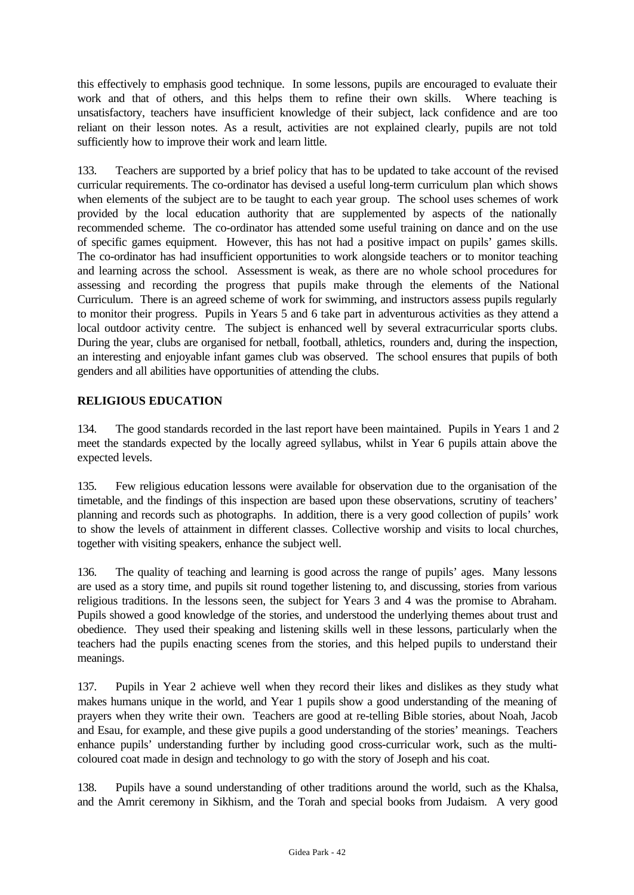this effectively to emphasis good technique. In some lessons, pupils are encouraged to evaluate their work and that of others, and this helps them to refine their own skills. Where teaching is unsatisfactory, teachers have insufficient knowledge of their subject, lack confidence and are too reliant on their lesson notes. As a result, activities are not explained clearly, pupils are not told sufficiently how to improve their work and learn little.

133. Teachers are supported by a brief policy that has to be updated to take account of the revised curricular requirements. The co-ordinator has devised a useful long-term curriculum plan which shows when elements of the subject are to be taught to each year group. The school uses schemes of work provided by the local education authority that are supplemented by aspects of the nationally recommended scheme. The co-ordinator has attended some useful training on dance and on the use of specific games equipment. However, this has not had a positive impact on pupils' games skills. The co-ordinator has had insufficient opportunities to work alongside teachers or to monitor teaching and learning across the school. Assessment is weak, as there are no whole school procedures for assessing and recording the progress that pupils make through the elements of the National Curriculum. There is an agreed scheme of work for swimming, and instructors assess pupils regularly to monitor their progress. Pupils in Years 5 and 6 take part in adventurous activities as they attend a local outdoor activity centre. The subject is enhanced well by several extracurricular sports clubs. During the year, clubs are organised for netball, football, athletics, rounders and, during the inspection, an interesting and enjoyable infant games club was observed. The school ensures that pupils of both genders and all abilities have opportunities of attending the clubs.

## RELIGIOUS EDUCATION

134. The good standards recorded in the last report have been maintained. Pupils in Years 1 and 2 meet the standards expected by the locally agreed syllabus, whilst in Year 6 pupils attain above the expected levels.

135. Few religious education lessons were available for observation due to the organisation of the timetable, and the findings of this inspection are based upon these observations, scrutiny of teachers' planning and records such as photographs. In addition, there is a very good collection of pupils' work to show the levels of attainment in different classes. Collective worship and visits to local churches, together with visiting speakers, enhance the subject well.

136. The quality of teaching and learning is good across the range of pupils' ages. Many lessons are used as a story time, and pupils sit round together listening to, and discussing, stories from various religious traditions. In the lessons seen, the subject for Years 3 and 4 was the promise to Abraham. Pupils showed a good knowledge of the stories, and understood the underlying themes about trust and obedience. They used their speaking and listening skills well in these lessons, particularly when the teachers had the pupils enacting scenes from the stories, and this helped pupils to understand their meanings.

137. Pupils in Year 2 achieve well when they record their likes and dislikes as they study what makes humans unique in the world, and Year 1 pupils show a good understanding of the meaning of prayers when they write their own. Teachers are good at re-telling Bible stories, about Noah, Jacob and Esau, for example, and these give pupils a good understanding of the stories' meanings. Teachers enhance pupils' understanding further by including good cross-curricular work, such as the multi-coloured coat made in design and technology to go with the story of Joseph and his coat.

138. Pupils have a sound understanding of other traditions around the world, such as the Khalsa, and the Amrit ceremony in Sikhism, and the Torah and special books from Judaism. A very good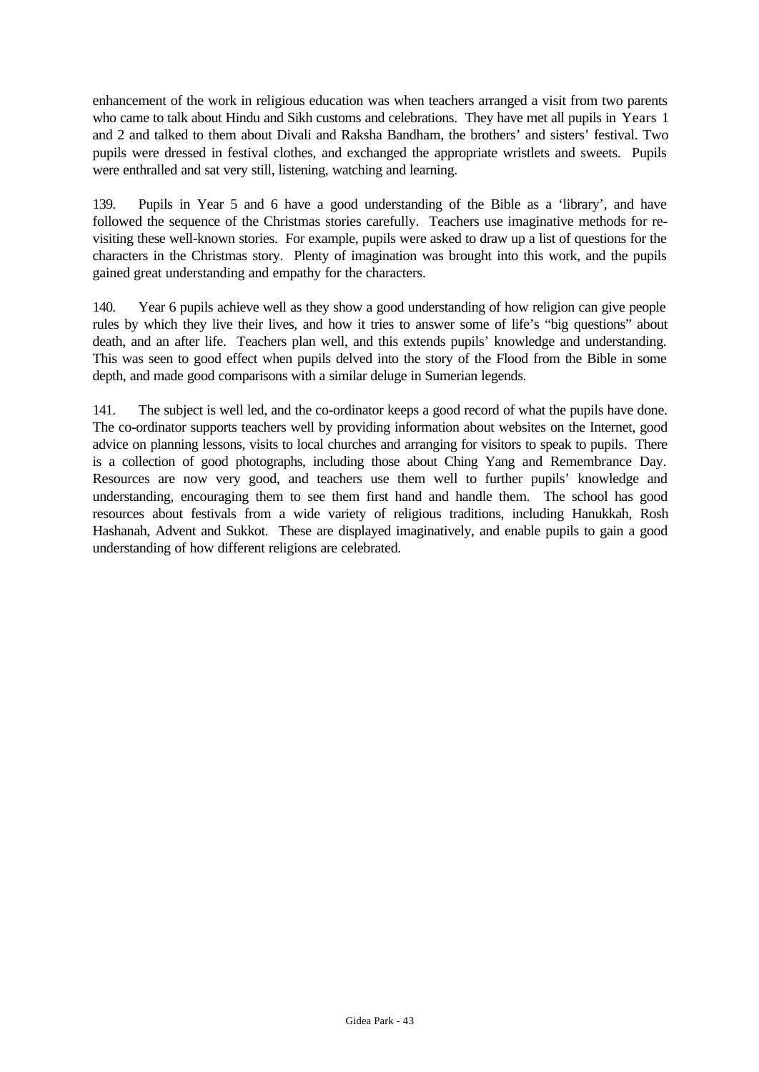enhancement of the work in religious education was when teachers arranged a visit from two parents who came to talk about Hindu and Sikh customs and celebrations. They have met all pupils in Years 1 and 2 and talked to them about Divali and Raksha Bandham, the brothers' and sisters' festival. Two pupils were dressed in festival clothes, and exchanged the appropriate wristlets and sweets. Pupils were enthralled and sat very still, listening, watching and learning.

139. Pupils in Year 5 and 6 have a good understanding of the Bible as a 'library', and have followed the sequence of the Christmas stories carefully. Teachers use imaginative methods for re-visiting these well-known stories. For example, pupils were asked to draw up a list of questions for the characters in the Christmas story. Plenty of imagination was brought into this work, and the pupils gained great understanding and empathy for the characters.

140. Year 6 pupils achieve well as they show a good understanding of how religion can give people rules by which they live their lives, and how it tries to answer some of life's "big questions" about death, and an after life. Teachers plan well, and this extends pupils' knowledge and understanding. This was seen to good effect when pupils delved into the story of the Flood from the Bible in some depth, and made good comparisons with a similar deluge in Sumerian legends.

141. The subject is well led, and the co-ordinator keeps a good record of what the pupils have done. The co-ordinator supports teachers well by providing information about websites on the Internet, good advice on planning lessons, visits to local churches and arranging for visitors to speak to pupils. There is a collection of good photographs, including those about Ching Yang and Remembrance Day. Resources are now very good, and teachers use them well to further pupils' knowledge and understanding, encouraging them to see them first hand and handle them. The school has good resources about festivals from a wide variety of religious traditions, including Hanukkah, Rosh Hashanah, Advent and Sukkot. These are displayed imaginatively, and enable pupils to gain a good understanding of how different religions are celebrated.